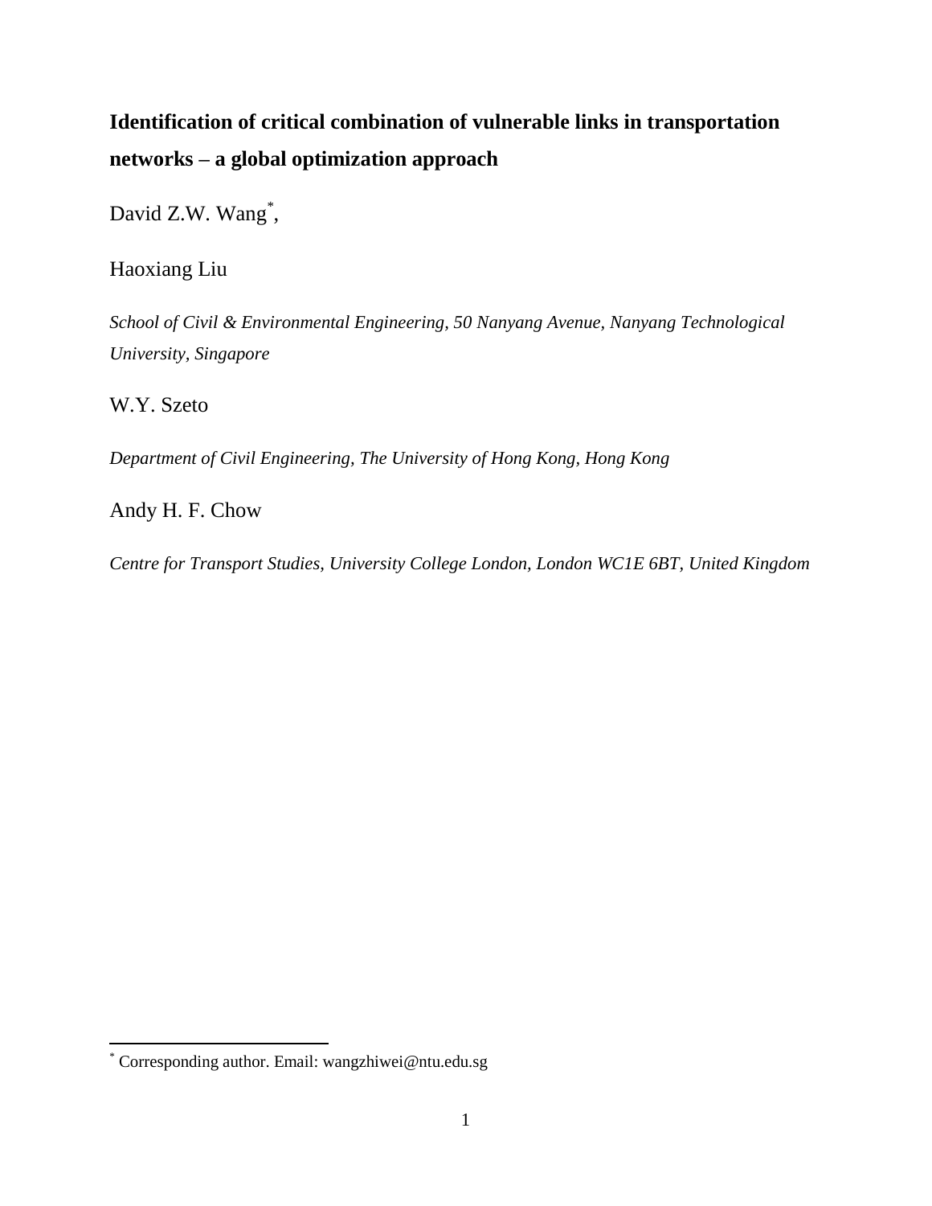# Identification of critical combination of vulnerable links in transportation networks – a global optimization approach

David Z.W. Wang[*],

Haoxiang Liu

*School of Civil & Environmental Engineering, 50 Nanyang Avenue, Nanyang Technological University, Singapore*

W.Y. Szeto

*Department of Civil Engineering, The University of Hong Kong, Hong Kong*

Andy H. F. Chow

*Centre for Transport Studies, University College London, London WC1E 6BT, United Kingdom*

[*] Corresponding author. Email: wangzhiwei@ntu.edu.sg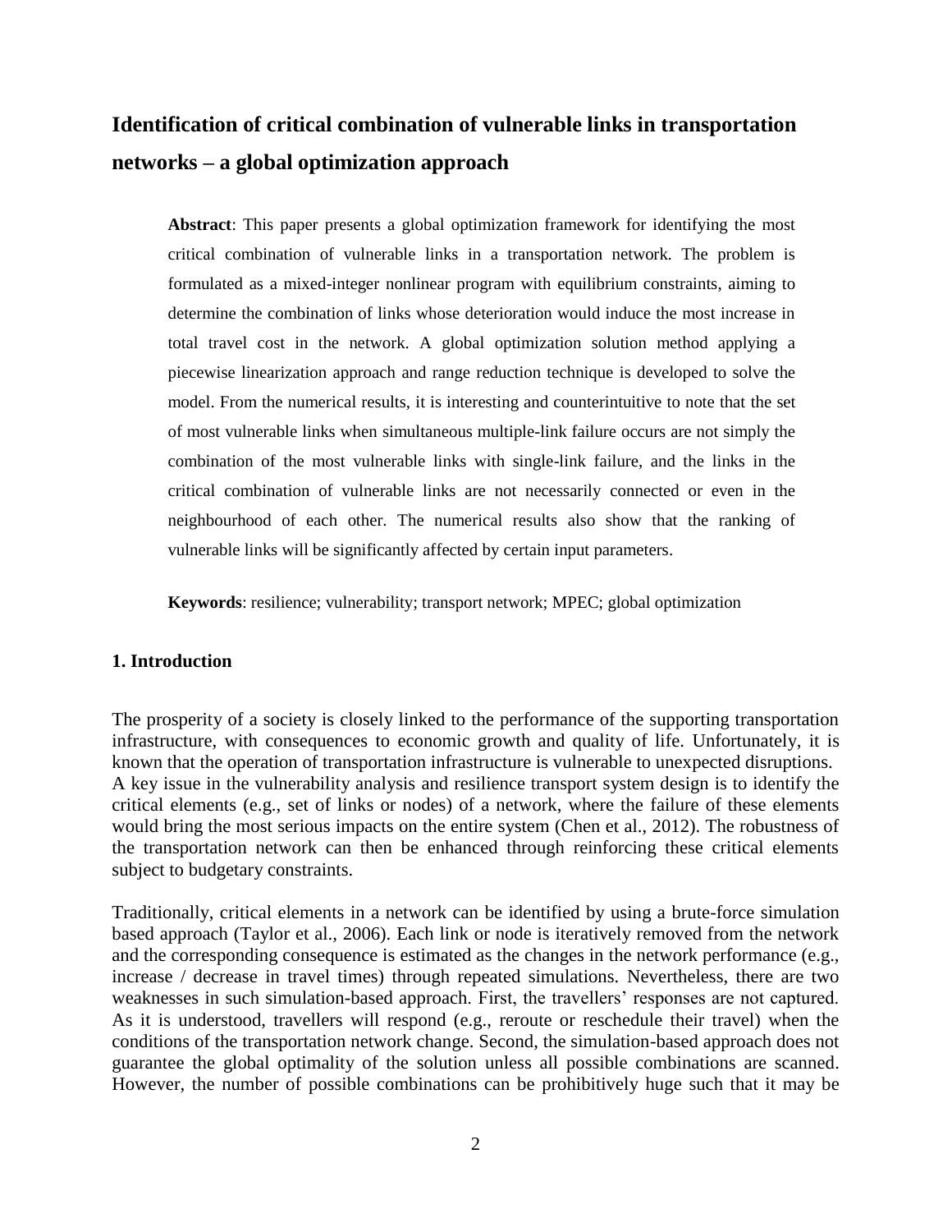# Identification of critical combination of vulnerable links in transportation networks – a global optimization approach

**Abstract**: This paper presents a global optimization framework for identifying the most critical combination of vulnerable links in a transportation network. The problem is formulated as a mixed-integer nonlinear program with equilibrium constraints, aiming to determine the combination of links whose deterioration would induce the most increase in total travel cost in the network. A global optimization solution method applying a piecewise linearization approach and range reduction technique is developed to solve the model. From the numerical results, it is interesting and counterintuitive to note that the set of most vulnerable links when simultaneous multiple-link failure occurs are not simply the combination of the most vulnerable links with single-link failure, and the links in the critical combination of vulnerable links are not necessarily connected or even in the neighbourhood of each other. The numerical results also show that the ranking of vulnerable links will be significantly affected by certain input parameters.

**Keywords**: resilience; vulnerability; transport network; MPEC; global optimization

## 1. Introduction

The prosperity of a society is closely linked to the performance of the supporting transportation infrastructure, with consequences to economic growth and quality of life. Unfortunately, it is known that the operation of transportation infrastructure is vulnerable to unexpected disruptions. A key issue in the vulnerability analysis and resilience transport system design is to identify the critical elements (e.g., set of links or nodes) of a network, where the failure of these elements would bring the most serious impacts on the entire system (Chen et al., 2012). The robustness of the transportation network can then be enhanced through reinforcing these critical elements subject to budgetary constraints.

Traditionally, critical elements in a network can be identified by using a brute-force simulation based approach (Taylor et al., 2006). Each link or node is iteratively removed from the network and the corresponding consequence is estimated as the changes in the network performance (e.g., increase / decrease in travel times) through repeated simulations. Nevertheless, there are two weaknesses in such simulation-based approach. First, the travellers' responses are not captured. As it is understood, travellers will respond (e.g., reroute or reschedule their travel) when the conditions of the transportation network change. Second, the simulation-based approach does not guarantee the global optimality of the solution unless all possible combinations are scanned. However, the number of possible combinations can be prohibitively huge such that it may be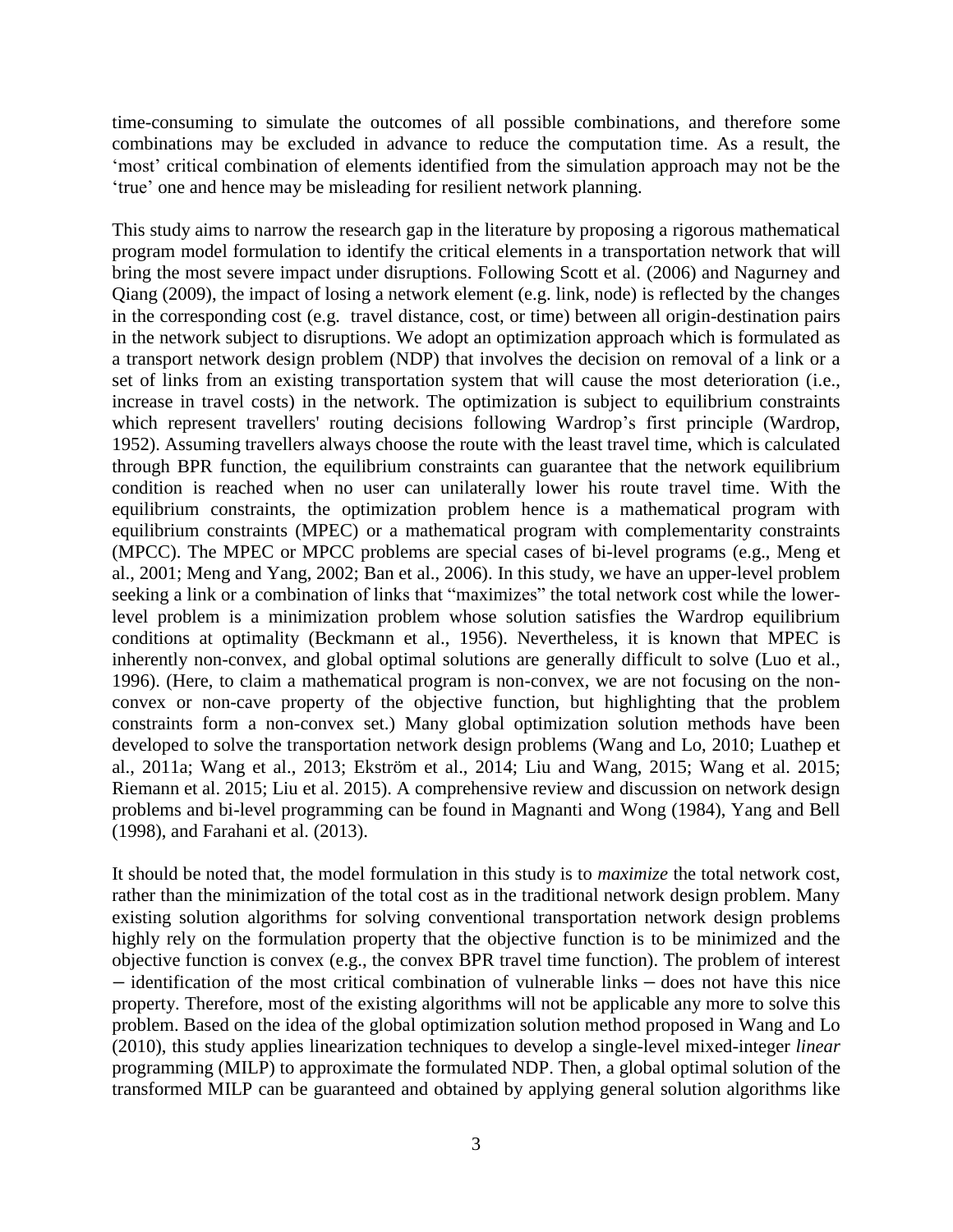time-consuming to simulate the outcomes of all possible combinations, and therefore some combinations may be excluded in advance to reduce the computation time. As a result, the 'most' critical combination of elements identified from the simulation approach may not be the 'true' one and hence may be misleading for resilient network planning.

This study aims to narrow the research gap in the literature by proposing a rigorous mathematical program model formulation to identify the critical elements in a transportation network that will bring the most severe impact under disruptions. Following Scott et al. (2006) and Nagurney and Qiang (2009), the impact of losing a network element (e.g. link, node) is reflected by the changes in the corresponding cost (e.g. travel distance, cost, or time) between all origin-destination pairs in the network subject to disruptions. We adopt an optimization approach which is formulated as a transport network design problem (NDP) that involves the decision on removal of a link or a set of links from an existing transportation system that will cause the most deterioration (i.e., increase in travel costs) in the network. The optimization is subject to equilibrium constraints which represent travellers' routing decisions following Wardrop's first principle (Wardrop, 1952). Assuming travellers always choose the route with the least travel time, which is calculated through BPR function, the equilibrium constraints can guarantee that the network equilibrium condition is reached when no user can unilaterally lower his route travel time. With the equilibrium constraints, the optimization problem hence is a mathematical program with equilibrium constraints (MPEC) or a mathematical program with complementarity constraints (MPCC). The MPEC or MPCC problems are special cases of bi-level programs (e.g., Meng et al., 2001; Meng and Yang, 2002; Ban et al., 2006). In this study, we have an upper-level problem seeking a link or a combination of links that "maximizes" the total network cost while the lower-level problem is a minimization problem whose solution satisfies the Wardrop equilibrium conditions at optimality (Beckmann et al., 1956). Nevertheless, it is known that MPEC is inherently non-convex, and global optimal solutions are generally difficult to solve (Luo et al., 1996). (Here, to claim a mathematical program is non-convex, we are not focusing on the non-convex or non-cave property of the objective function, but highlighting that the problem constraints form a non-convex set.) Many global optimization solution methods have been developed to solve the transportation network design problems (Wang and Lo, 2010; Luathep et al., 2011a; Wang et al., 2013; Ekström et al., 2014; Liu and Wang, 2015; Wang et al. 2015; Riemann et al. 2015; Liu et al. 2015). A comprehensive review and discussion on network design problems and bi-level programming can be found in Magnanti and Wong (1984), Yang and Bell (1998), and Farahani et al. (2013).

It should be noted that, the model formulation in this study is to *maximize* the total network cost, rather than the minimization of the total cost as in the traditional network design problem. Many existing solution algorithms for solving conventional transportation network design problems highly rely on the formulation property that the objective function is to be minimized and the objective function is convex (e.g., the convex BPR travel time function). The problem of interest − identification of the most critical combination of vulnerable links − does not have this nice property. Therefore, most of the existing algorithms will not be applicable any more to solve this problem. Based on the idea of the global optimization solution method proposed in Wang and Lo (2010), this study applies linearization techniques to develop a single-level mixed-integer *linear* programming (MILP) to approximate the formulated NDP. Then, a global optimal solution of the transformed MILP can be guaranteed and obtained by applying general solution algorithms like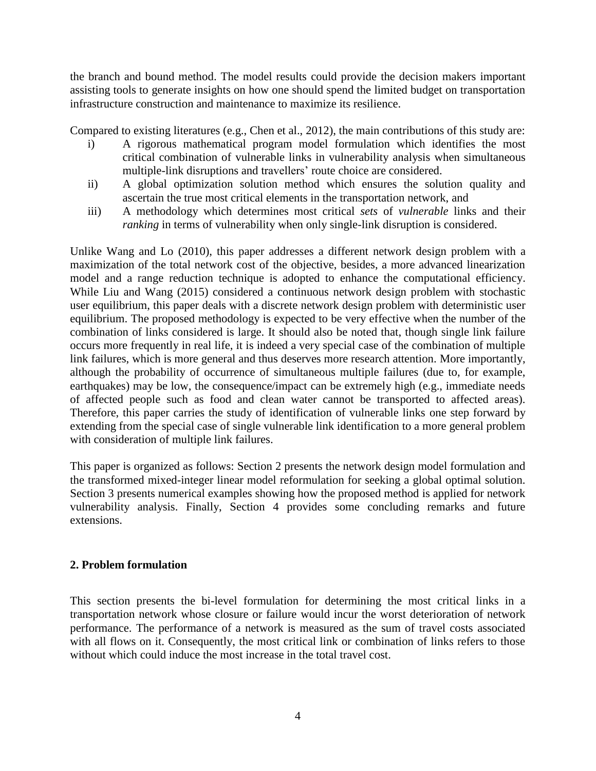the branch and bound method. The model results could provide the decision makers important assisting tools to generate insights on how one should spend the limited budget on transportation infrastructure construction and maintenance to maximize its resilience.

Compared to existing literatures (e.g., Chen et al., 2012), the main contributions of this study are:

i) A rigorous mathematical program model formulation which identifies the most critical combination of vulnerable links in vulnerability analysis when simultaneous multiple-link disruptions and travellers' route choice are considered.
ii) A global optimization solution method which ensures the solution quality and ascertain the true most critical elements in the transportation network, and
iii) A methodology which determines most critical *sets* of *vulnerable* links and their *ranking* in terms of vulnerability when only single-link disruption is considered.

Unlike Wang and Lo (2010), this paper addresses a different network design problem with a maximization of the total network cost of the objective, besides, a more advanced linearization model and a range reduction technique is adopted to enhance the computational efficiency. While Liu and Wang (2015) considered a continuous network design problem with stochastic user equilibrium, this paper deals with a discrete network design problem with deterministic user equilibrium. The proposed methodology is expected to be very effective when the number of the combination of links considered is large. It should also be noted that, though single link failure occurs more frequently in real life, it is indeed a very special case of the combination of multiple link failures, which is more general and thus deserves more research attention. More importantly, although the probability of occurrence of simultaneous multiple failures (due to, for example, earthquakes) may be low, the consequence/impact can be extremely high (e.g., immediate needs of affected people such as food and clean water cannot be transported to affected areas). Therefore, this paper carries the study of identification of vulnerable links one step forward by extending from the special case of single vulnerable link identification to a more general problem with consideration of multiple link failures.

This paper is organized as follows: Section 2 presents the network design model formulation and the transformed mixed-integer linear model reformulation for seeking a global optimal solution. Section 3 presents numerical examples showing how the proposed method is applied for network vulnerability analysis. Finally, Section 4 provides some concluding remarks and future extensions.

## 2. Problem formulation

This section presents the bi-level formulation for determining the most critical links in a transportation network whose closure or failure would incur the worst deterioration of network performance. The performance of a network is measured as the sum of travel costs associated with all flows on it. Consequently, the most critical link or combination of links refers to those without which could induce the most increase in the total travel cost.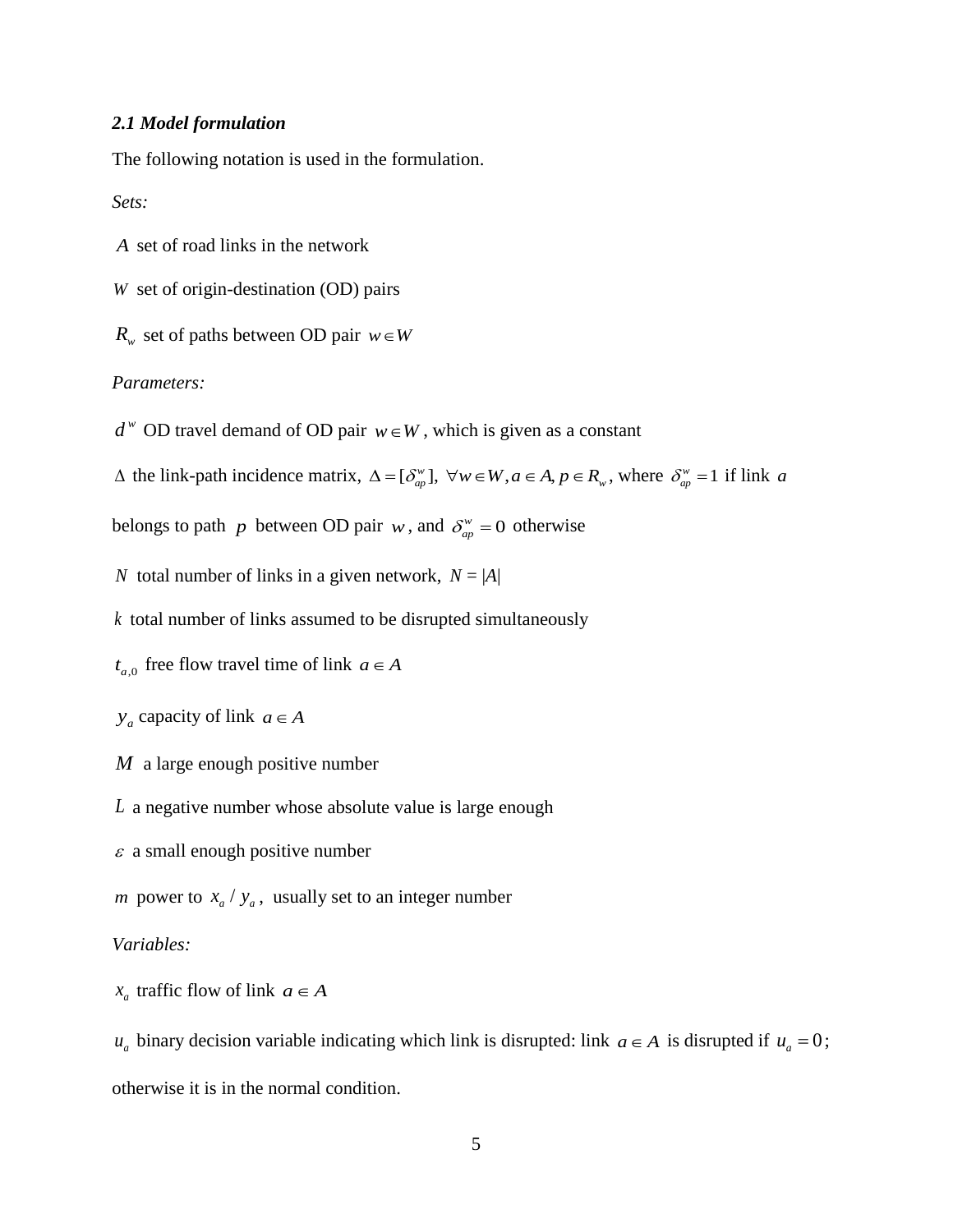### *2.1 Model formulation*

The following notation is used in the formulation.

*Sets:*

$A$ set of road links in the network

$W$ set of origin-destination (OD) pairs

$R_w$ set of paths between OD pair $w \in W$

*Parameters:*

$d^w$ OD travel demand of OD pair $w \in W$, which is given as a constant

$\Delta$ the link-path incidence matrix, $\Delta = [\delta_{ap}^w], \ \forall w \in W, a \in A, p \in R_w$, where $\delta_{ap}^w = 1$ if link $a$ belongs to path $p$ between OD pair $w$, and $\delta_{ap}^w = 0$ otherwise

$N$ total number of links in a given network, $N = |A|$

$k$ total number of links assumed to be disrupted simultaneously

$t_{a,0}$ free flow travel time of link $a \in A$

$y_a$ capacity of link $a \in A$

$M$ a large enough positive number

$L$ a negative number whose absolute value is large enough

$\varepsilon$ a small enough positive number

$m$ power to $x_a / y_a$, usually set to an integer number

*Variables:*

$x_a$ traffic flow of link $a \in A$

$u_a$ binary decision variable indicating which link is disrupted: link $a \in A$ is disrupted if $u_a = 0$; otherwise it is in the normal condition.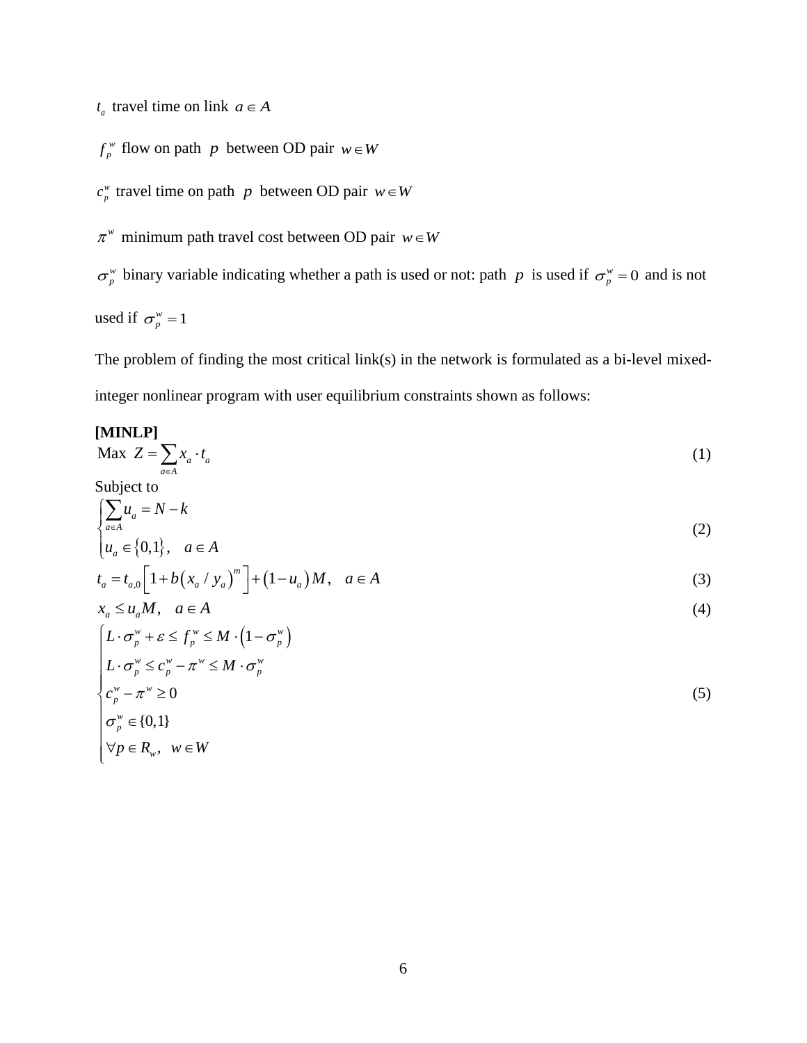$t_a$ travel time on link $a \in A$

$f_p^w$ flow on path $p$ between OD pair $w \in W$

$c_p^w$ travel time on path $p$ between OD pair $w \in W$

$\pi^w$ minimum path travel cost between OD pair $w \in W$

$\sigma_p^w$ binary variable indicating whether a path is used or not: path $p$ is used if $\sigma_p^w = 0$ and is not used if $\sigma_p^w = 1$

The problem of finding the most critical link(s) in the network is formulated as a bi-level mixed-integer nonlinear program with user equilibrium constraints shown as follows:

**[MINLP]**

$$\text{Max } Z = \sum_{a \in A} x_a \cdot t_a \tag{1}$$

Subject to

$$\begin{cases} \sum_{a \in A} u_a = N - k \\ u_a \in \{0,1\}, \quad a \in A \end{cases} \tag{2}$$

$$t_a = t_{a,0}\left[1 + b\left(x_a / y_a\right)^m\right] + \left(1 - u_a\right)M, \quad a \in A \tag{3}$$

$$x_a \le u_a M, \quad a \in A \tag{4}$$

$$\begin{cases} L \cdot \sigma_p^w + \varepsilon \le f_p^w \le M \cdot \left(1 - \sigma_p^w\right) \\ L \cdot \sigma_p^w \le c_p^w - \pi^w \le M \cdot \sigma_p^w \\ c_p^w - \pi^w \ge 0 \\ \sigma_p^w \in \{0,1\} \\ \forall p \in R_w, \quad w \in W \end{cases} \tag{5}$$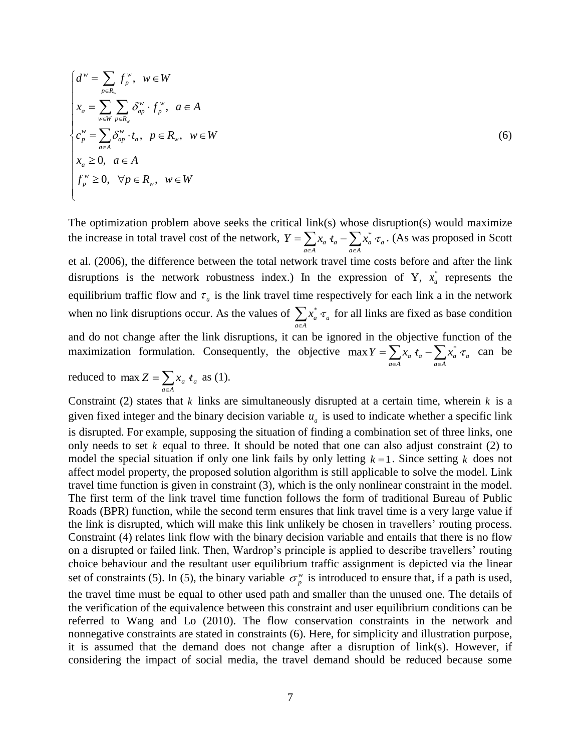$$
\begin{cases}
d^w = \sum_{p \in R_w} f_p^w, \quad w \in W \\
x_a = \sum_{w \in W} \sum_{p \in R_w} \delta_{ap}^w \cdot f_p^w, \quad a \in A \\
c_p^w = \sum_{a \in A} \delta_{ap}^w \cdot t_a, \quad p \in R_w, \quad w \in W \\
x_a \geq 0, \quad a \in A \\
f_p^w \geq 0, \quad \forall p \in R_w, \quad w \in W
\end{cases}
\tag{6}
$$

The optimization problem above seeks the critical link(s) whose disruption(s) would maximize the increase in total travel cost of the network, $Y = \sum_{a \in A} x_a \cdot t_a - \sum_{a \in A} x_a^* \cdot \tau_a$. (As was proposed in Scott et al. (2006), the difference between the total network travel time costs before and after the link disruptions is the network robustness index.) In the expression of Y, $x_a^*$ represents the equilibrium traffic flow and $\tau_a$ is the link travel time respectively for each link a in the network when no link disruptions occur. As the values of $\sum_{a \in A} x_a^* \cdot \tau_a$ for all links are fixed as base condition and do not change after the link disruptions, it can be ignored in the objective function of the maximization formulation. Consequently, the objective $\max Y = \sum_{a \in A} x_a \cdot t_a - \sum_{a \in A} x_a^* \cdot \tau_a$ can be reduced to $\max Z = \sum_{a \in A} x_a \cdot t_a$ as (1).

Constraint (2) states that $k$ links are simultaneously disrupted at a certain time, wherein $k$ is a given fixed integer and the binary decision variable $u_a$ is used to indicate whether a specific link is disrupted. For example, supposing the situation of finding a combination set of three links, one only needs to set $k$ equal to three. It should be noted that one can also adjust constraint (2) to model the special situation if only one link fails by only letting $k = 1$. Since setting $k$ does not affect model property, the proposed solution algorithm is still applicable to solve the model. Link travel time function is given in constraint (3), which is the only nonlinear constraint in the model. The first term of the link travel time function follows the form of traditional Bureau of Public Roads (BPR) function, while the second term ensures that link travel time is a very large value if the link is disrupted, which will make this link unlikely be chosen in travellers' routing process. Constraint (4) relates link flow with the binary decision variable and entails that there is no flow on a disrupted or failed link. Then, Wardrop's principle is applied to describe travellers' routing choice behaviour and the resultant user equilibrium traffic assignment is depicted via the linear set of constraints (5). In (5), the binary variable $\sigma_p^w$ is introduced to ensure that, if a path is used, the travel time must be equal to other used path and smaller than the unused one. The details of the verification of the equivalence between this constraint and user equilibrium conditions can be referred to Wang and Lo (2010). The flow conservation constraints in the network and nonnegative constraints are stated in constraints (6). Here, for simplicity and illustration purpose, it is assumed that the demand does not change after a disruption of link(s). However, if considering the impact of social media, the travel demand should be reduced because some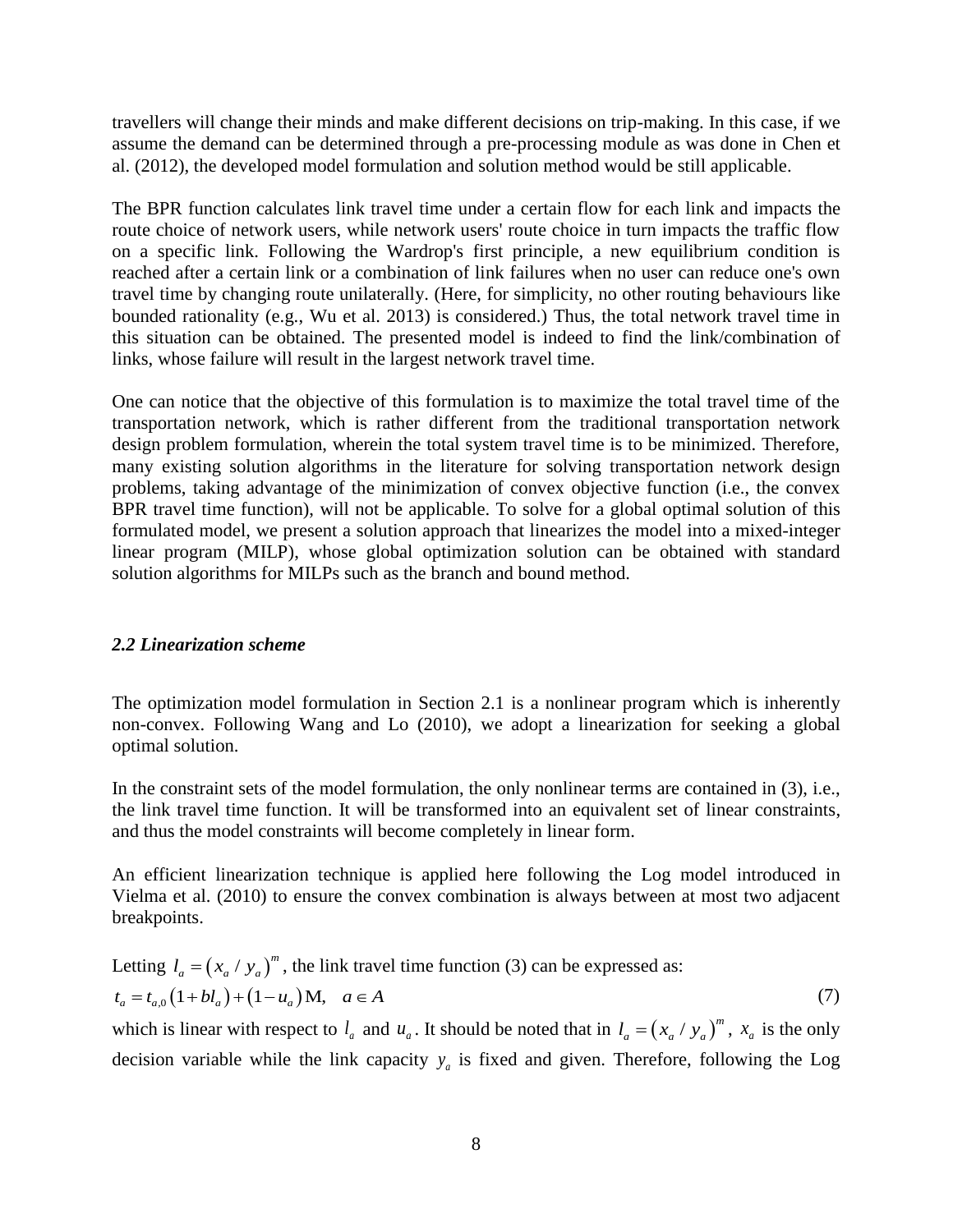travellers will change their minds and make different decisions on trip-making. In this case, if we assume the demand can be determined through a pre-processing module as was done in Chen et al. (2012), the developed model formulation and solution method would be still applicable.

The BPR function calculates link travel time under a certain flow for each link and impacts the route choice of network users, while network users' route choice in turn impacts the traffic flow on a specific link. Following the Wardrop's first principle, a new equilibrium condition is reached after a certain link or a combination of link failures when no user can reduce one's own travel time by changing route unilaterally. (Here, for simplicity, no other routing behaviours like bounded rationality (e.g., Wu et al. 2013) is considered.) Thus, the total network travel time in this situation can be obtained. The presented model is indeed to find the link/combination of links, whose failure will result in the largest network travel time.

One can notice that the objective of this formulation is to maximize the total travel time of the transportation network, which is rather different from the traditional transportation network design problem formulation, wherein the total system travel time is to be minimized. Therefore, many existing solution algorithms in the literature for solving transportation network design problems, taking advantage of the minimization of convex objective function (i.e., the convex BPR travel time function), will not be applicable. To solve for a global optimal solution of this formulated model, we present a solution approach that linearizes the model into a mixed-integer linear program (MILP), whose global optimization solution can be obtained with standard solution algorithms for MILPs such as the branch and bound method.

### *2.2 Linearization scheme*

The optimization model formulation in Section 2.1 is a nonlinear program which is inherently non-convex. Following Wang and Lo (2010), we adopt a linearization for seeking a global optimal solution.

In the constraint sets of the model formulation, the only nonlinear terms are contained in (3), i.e., the link travel time function. It will be transformed into an equivalent set of linear constraints, and thus the model constraints will become completely in linear form.

An efficient linearization technique is applied here following the Log model introduced in Vielma et al. (2010) to ensure the convex combination is always between at most two adjacent breakpoints.

Letting $l_a = \left(x_a / y_a\right)^m$, the link travel time function (3) can be expressed as:

$$t_a = t_{a,0}\left(1 + bl_a\right) + \left(1 - u_a\right)\mathrm{M}, \quad a \in A \tag{7}$$

which is linear with respect to $l_a$ and $u_a$. It should be noted that in $l_a = \left(x_a / y_a\right)^m$, $x_a$ is the only decision variable while the link capacity $y_a$ is fixed and given. Therefore, following the Log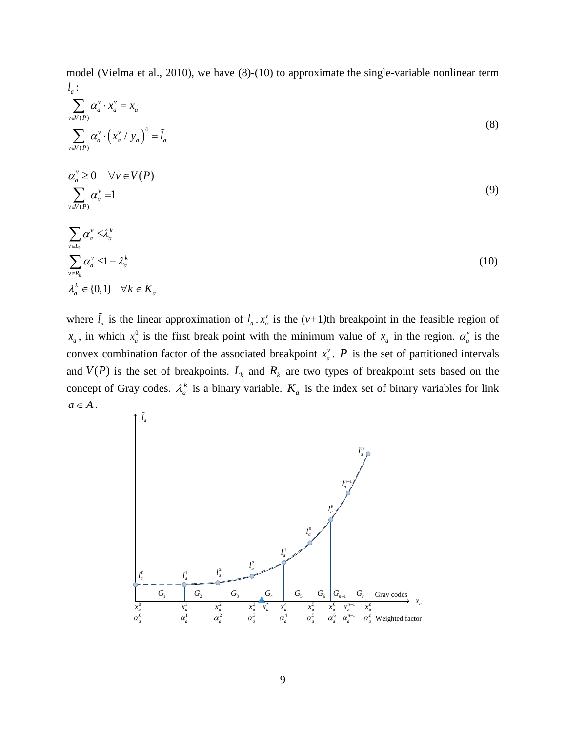model (Vielma et al., 2010), we have (8)-(10) to approximate the single-variable nonlinear term $l_a$:

$$\sum_{v \in V(P)} \alpha_a^v \cdot x_a^v = x_a$$
$$\sum_{v \in V(P)} \alpha_a^v \cdot \left(x_a^v / y_a\right)^4 = \tilde{l}_a \tag{8}$$

$$\alpha_a^v \geq 0 \quad \forall v \in V(P)$$
$$\sum_{v \in V(P)} \alpha_a^v = 1 \tag{9}$$

$$\sum_{v \in L_k} \alpha_a^v \leq \lambda_a^k$$
$$\sum_{v \in R_k} \alpha_a^v \leq 1 - \lambda_a^k \tag{10}$$
$$\lambda_a^k \in \{0,1\} \quad \forall k \in K_a$$

where $\tilde{l}_a$ is the linear approximation of $l_a$. $x_a^v$ is the ($v$+1)th breakpoint in the feasible region of $x_a$, in which $x_a^0$ is the first break point with the minimum value of $x_a$ in the region. $\alpha_a^v$ is the convex combination factor of the associated breakpoint $x_a^v$. $P$ is the set of partitioned intervals and $V(P)$ is the set of breakpoints. $L_k$ and $R_k$ are two types of breakpoint sets based on the concept of Gray codes. $\lambda_a^k$ is a binary variable. $K_a$ is the index set of binary variables for link $a \in A$.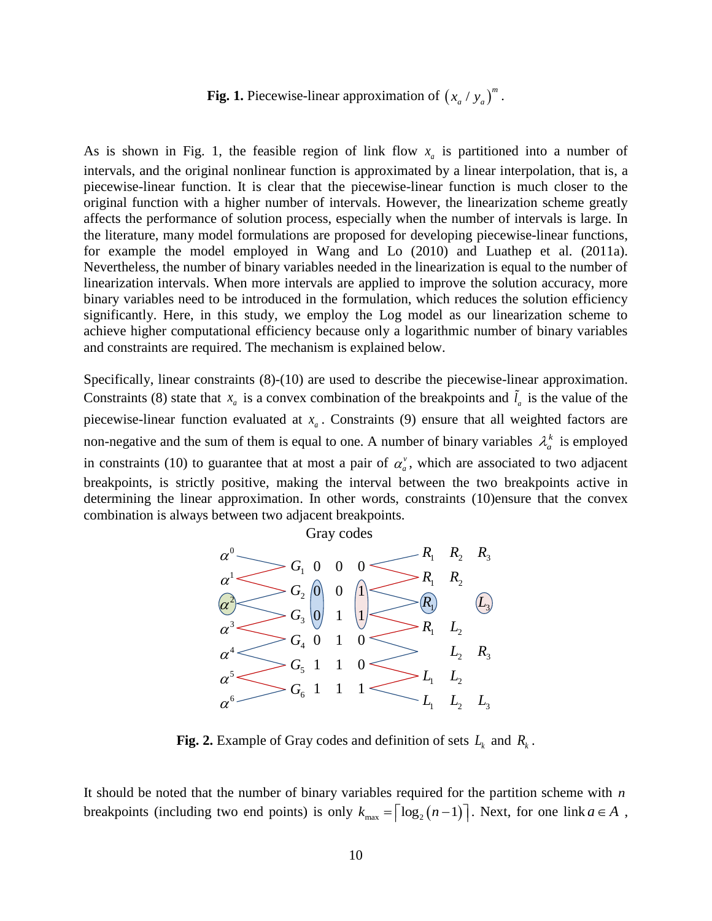**Fig. 1.** Piecewise-linear approximation of $(x_a / y_a)^m$.

As is shown in Fig. 1, the feasible region of link flow $x_a$ is partitioned into a number of intervals, and the original nonlinear function is approximated by a linear interpolation, that is, a piecewise-linear function. It is clear that the piecewise-linear function is much closer to the original function with a higher number of intervals. However, the linearization scheme greatly affects the performance of solution process, especially when the number of intervals is large. In the literature, many model formulations are proposed for developing piecewise-linear functions, for example the model employed in Wang and Lo (2010) and Luathep et al. (2011a). Nevertheless, the number of binary variables needed in the linearization is equal to the number of linearization intervals. When more intervals are applied to improve the solution accuracy, more binary variables need to be introduced in the formulation, which reduces the solution efficiency significantly. Here, in this study, we employ the Log model as our linearization scheme to achieve higher computational efficiency because only a logarithmic number of binary variables and constraints are required. The mechanism is explained below.

Specifically, linear constraints (8)-(10) are used to describe the piecewise-linear approximation. Constraints (8) state that $x_a$ is a convex combination of the breakpoints and $\tilde{l}_a$ is the value of the piecewise-linear function evaluated at $x_a$. Constraints (9) ensure that all weighted factors are non-negative and the sum of them is equal to one. A number of binary variables $\lambda_a^k$ is employed in constraints (10) to guarantee that at most a pair of $\alpha_a^v$, which are associated to two adjacent breakpoints, is strictly positive, making the interval between the two breakpoints active in determining the linear approximation. In other words, constraints (10)ensure that the convex combination is always between two adjacent breakpoints.

Gray codes

| | | | | | | | | |
|---|---|---|---|---|---|---|---|---|
| $\alpha^0$ | | | | | $R_1$ | $R_2$ | $R_3$ |
| $\alpha^1$ | $G_1$ | 0 | 0 | 0 | $R_1$ | $R_2$ | |
| $\alpha^2$ | $G_2$ | 0 | 0 | 1 | $R_1$ | | $L_3$ |
| $\alpha^3$ | $G_3$ | 0 | 1 | 1 | $R_1$ | $L_2$ | |
| $\alpha^4$ | $G_4$ | 0 | 1 | 0 | | $L_2$ | $R_3$ |
| $\alpha^5$ | $G_5$ | 1 | 1 | 0 | $L_1$ | $L_2$ | |
| $\alpha^6$ | $G_6$ | 1 | 1 | 1 | $L_1$ | $L_2$ | $L_3$ |

**Fig. 2.** Example of Gray codes and definition of sets $L_k$ and $R_k$.

It should be noted that the number of binary variables required for the partition scheme with $n$ breakpoints (including two end points) is only $k_{\max} = \lceil \log_2 (n-1) \rceil$. Next, for one link $a \in A$ ,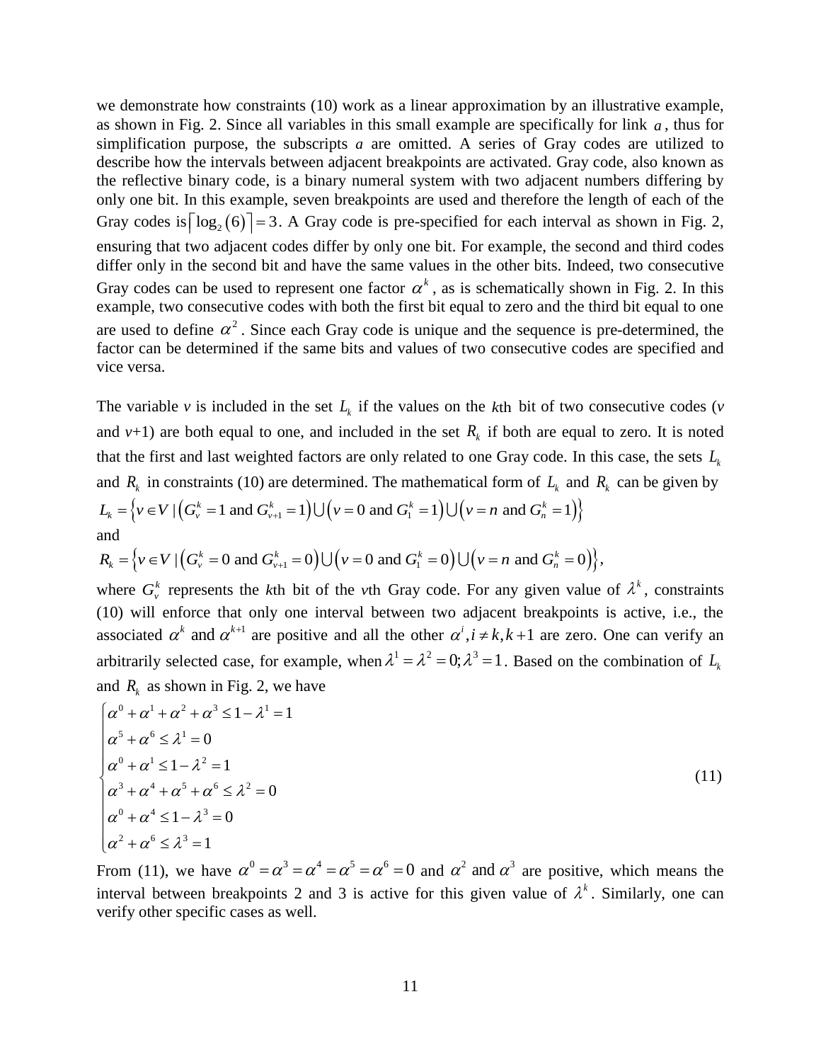we demonstrate how constraints (10) work as a linear approximation by an illustrative example, as shown in Fig. 2. Since all variables in this small example are specifically for link $a$, thus for simplification purpose, the subscripts $a$ are omitted. A series of Gray codes are utilized to describe how the intervals between adjacent breakpoints are activated. Gray code, also known as the reflective binary code, is a binary numeral system with two adjacent numbers differing by only one bit. In this example, seven breakpoints are used and therefore the length of each of the Gray codes is $\lceil \log_2(6) \rceil = 3$. A Gray code is pre-specified for each interval as shown in Fig. 2, ensuring that two adjacent codes differ by only one bit. For example, the second and third codes differ only in the second bit and have the same values in the other bits. Indeed, two consecutive Gray codes can be used to represent one factor $\alpha^k$, as is schematically shown in Fig. 2. In this example, two consecutive codes with both the first bit equal to zero and the third bit equal to one are used to define $\alpha^2$. Since each Gray code is unique and the sequence is pre-determined, the factor can be determined if the same bits and values of two consecutive codes are specified and vice versa.

The variable $v$ is included in the set $L_k$ if the values on the $k$th bit of two consecutive codes ($v$ and $v$+1) are both equal to one, and included in the set $R_k$ if both are equal to zero. It is noted that the first and last weighted factors are only related to one Gray code. In this case, the sets $L_k$ and $R_k$ in constraints (10) are determined. The mathematical form of $L_k$ and $R_k$ can be given by

$$L_k = \left\{ v \in V \mid \left( G_v^k = 1 \text{ and } G_{v+1}^k = 1 \right) \cup \left( v = 0 \text{ and } G_1^k = 1 \right) \cup \left( v = n \text{ and } G_n^k = 1 \right) \right\}$$

and

$$R_k = \left\{ v \in V \mid \left( G_v^k = 0 \text{ and } G_{v+1}^k = 0 \right) \cup \left( v = 0 \text{ and } G_1^k = 0 \right) \cup \left( v = n \text{ and } G_n^k = 0 \right) \right\},$$

where $G_v^k$ represents the $k$th bit of the $v$th Gray code. For any given value of $\lambda^k$, constraints (10) will enforce that only one interval between two adjacent breakpoints is active, i.e., the associated $\alpha^k$ and $\alpha^{k+1}$ are positive and all the other $\alpha^i, i \neq k, k+1$ are zero. One can verify an arbitrarily selected case, for example, when $\lambda^1 = \lambda^2 = 0; \lambda^3 = 1$. Based on the combination of $L_k$ and $R_k$ as shown in Fig. 2, we have

$$\begin{cases} \alpha^0 + \alpha^1 + \alpha^2 + \alpha^3 \leq 1 - \lambda^1 = 1 \\ \alpha^5 + \alpha^6 \leq \lambda^1 = 0 \\ \alpha^0 + \alpha^1 \leq 1 - \lambda^2 = 1 \\ \alpha^3 + \alpha^4 + \alpha^5 + \alpha^6 \leq \lambda^2 = 0 \\ \alpha^0 + \alpha^4 \leq 1 - \lambda^3 = 0 \\ \alpha^2 + \alpha^6 \leq \lambda^3 = 1 \end{cases} \tag{11}$$

From (11), we have $\alpha^0 = \alpha^3 = \alpha^4 = \alpha^5 = \alpha^6 = 0$ and $\alpha^2$ and $\alpha^3$ are positive, which means the interval between breakpoints 2 and 3 is active for this given value of $\lambda^k$. Similarly, one can verify other specific cases as well.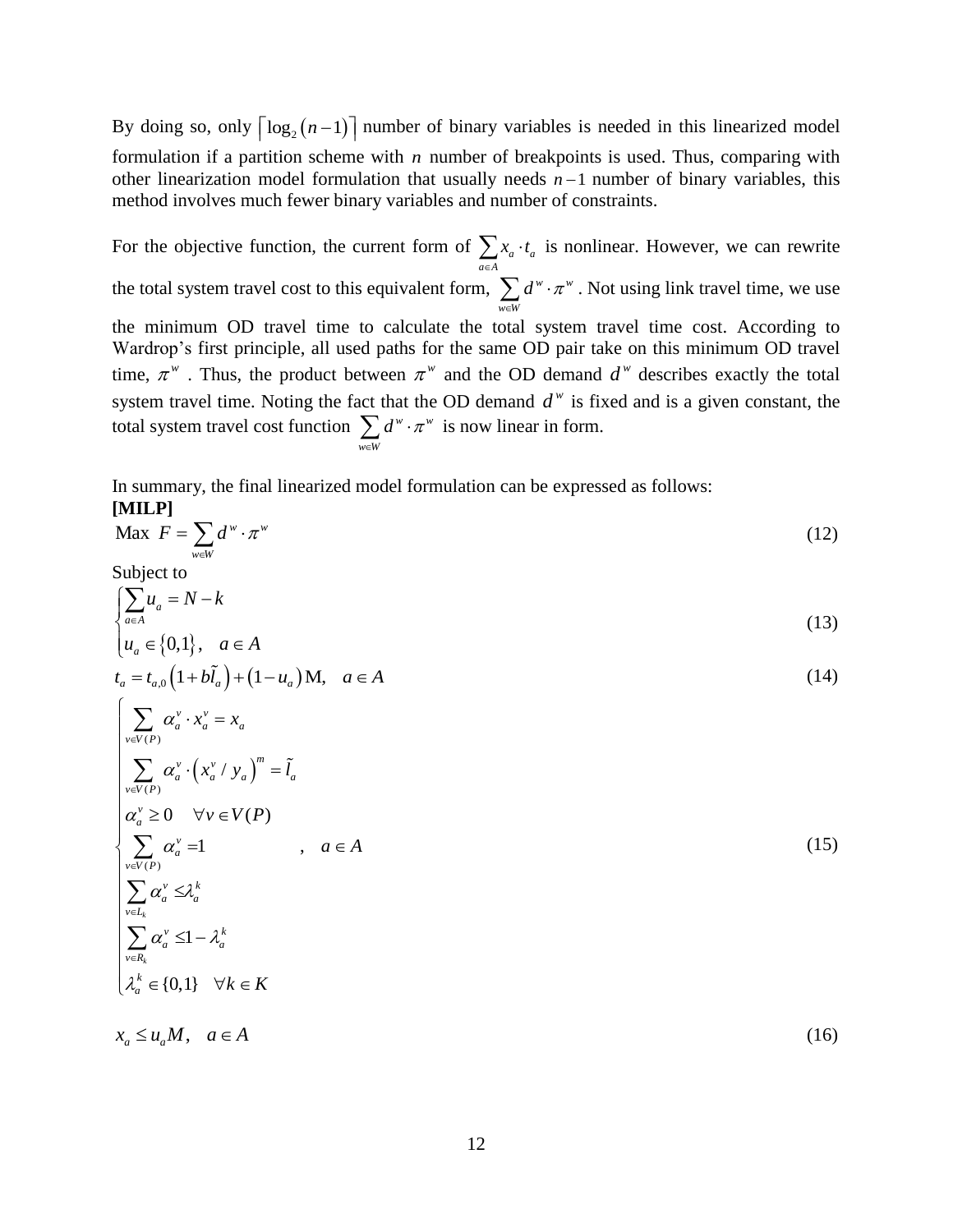By doing so, only $\lceil \log_2(n-1) \rceil$ number of binary variables is needed in this linearized model formulation if a partition scheme with $n$ number of breakpoints is used. Thus, comparing with other linearization model formulation that usually needs $n-1$ number of binary variables, this method involves much fewer binary variables and number of constraints.

For the objective function, the current form of $\sum_{a \in A} x_a \cdot t_a$ is nonlinear. However, we can rewrite the total system travel cost to this equivalent form, $\sum_{w \in W} d^w \cdot \pi^w$. Not using link travel time, we use the minimum OD travel time to calculate the total system travel time cost. According to Wardrop's first principle, all used paths for the same OD pair take on this minimum OD travel time, $\pi^w$. Thus, the product between $\pi^w$ and the OD demand $d^w$ describes exactly the total system travel time. Noting the fact that the OD demand $d^w$ is fixed and is a given constant, the total system travel cost function $\sum_{w \in W} d^w \cdot \pi^w$ is now linear in form.

In summary, the final linearized model formulation can be expressed as follows:

**[MILP]**

$$\text{Max } F = \sum_{w \in W} d^w \cdot \pi^w \tag{12}$$

Subject to

$$\begin{cases} \sum_{a \in A} u_a = N - k \\ u_a \in \{0,1\}, \quad a \in A \end{cases} \tag{13}$$

$$t_a = t_{a,0}\left(1 + b\tilde{l}_a\right) + \left(1 - u_a\right)\mathrm{M}, \quad a \in A \tag{14}$$

$$\begin{cases} \sum_{v \in V(P)} \alpha_a^v \cdot x_a^v = x_a \\ \sum_{v \in V(P)} \alpha_a^v \cdot \left(x_a^v / y_a\right)^m = \tilde{l}_a \\ \alpha_a^v \geq 0 \quad \forall v \in V(P) \\ \sum_{v \in V(P)} \alpha_a^v = 1 \\ \sum_{v \in L_k} \alpha_a^v \leq \lambda_a^k \\ \sum_{v \in R_k} \alpha_a^v \leq 1 - \lambda_a^k \\ \lambda_a^k \in \{0,1\} \quad \forall k \in K \end{cases}, \quad a \in A \tag{15}$$

$$x_a \leq u_a M, \quad a \in A \tag{16}$$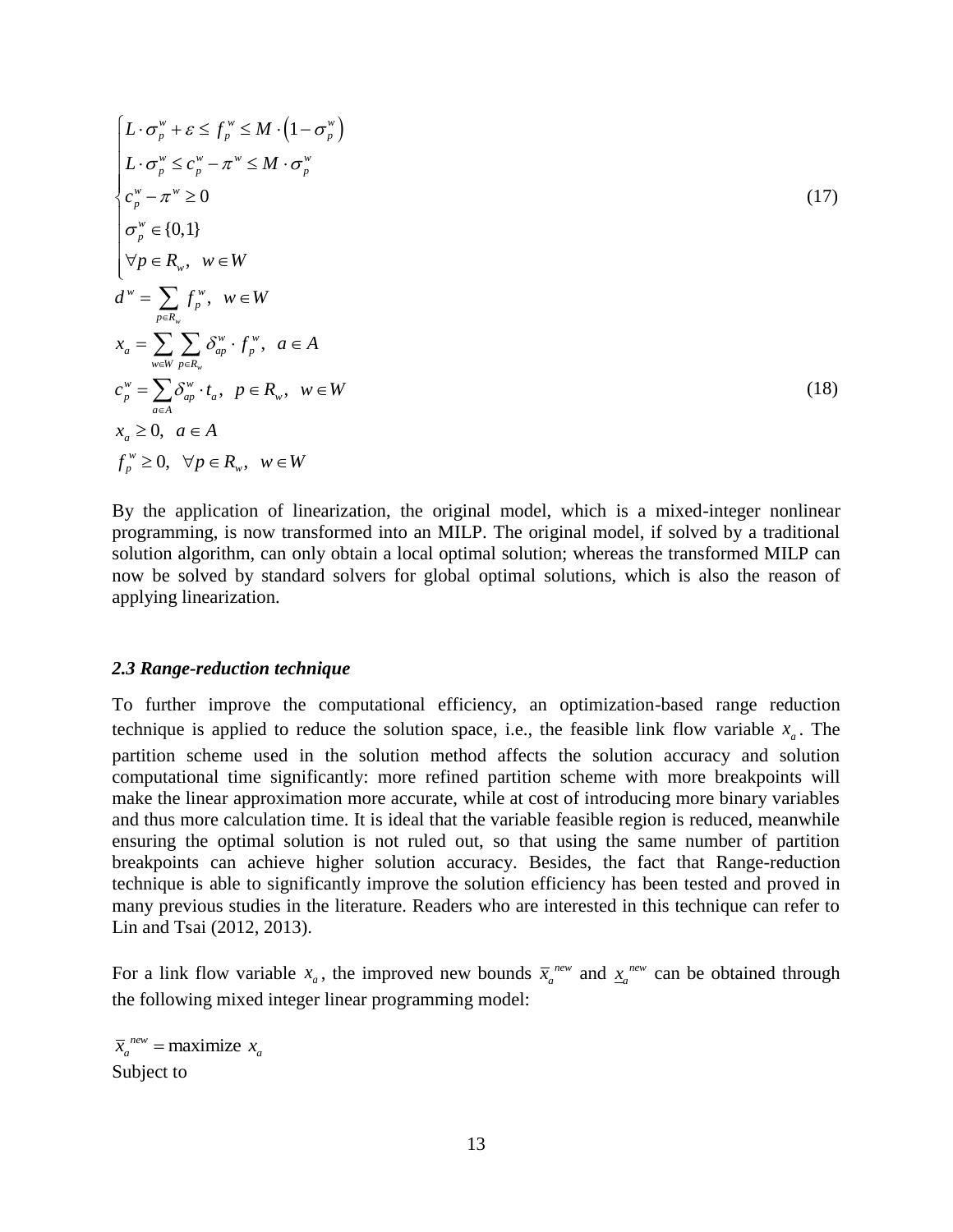$$
\begin{cases}
L \cdot \sigma_p^w + \varepsilon \le f_p^w \le M \cdot \left(1 - \sigma_p^w\right) \\
L \cdot \sigma_p^w \le c_p^w - \pi^w \le M \cdot \sigma_p^w \\
c_p^w - \pi^w \ge 0 \\
\sigma_p^w \in \{0,1\} \\
\forall p \in R_w, \;\; w \in W
\end{cases}
\tag{17}
$$

$$
\begin{aligned}
& d^w = \sum_{p \in R_w} f_p^w, \;\; w \in W \\
& x_a = \sum_{w \in W} \sum_{p \in R_w} \delta_{ap}^w \cdot f_p^w, \;\; a \in A \\
& c_p^w = \sum_{a \in A} \delta_{ap}^w \cdot t_a, \;\; p \in R_w, \;\; w \in W \\
& x_a \ge 0, \;\; a \in A \\
& f_p^w \ge 0, \;\; \forall p \in R_w, \;\; w \in W
\end{aligned}
\tag{18}
$$

By the application of linearization, the original model, which is a mixed-integer nonlinear programming, is now transformed into an MILP. The original model, if solved by a traditional solution algorithm, can only obtain a local optimal solution; whereas the transformed MILP can now be solved by standard solvers for global optimal solutions, which is also the reason of applying linearization.

### *2.3 Range-reduction technique*

To further improve the computational efficiency, an optimization-based range reduction technique is applied to reduce the solution space, i.e., the feasible link flow variable $x_a$. The partition scheme used in the solution method affects the solution accuracy and solution computational time significantly: more refined partition scheme with more breakpoints will make the linear approximation more accurate, while at cost of introducing more binary variables and thus more calculation time. It is ideal that the variable feasible region is reduced, meanwhile ensuring the optimal solution is not ruled out, so that using the same number of partition breakpoints can achieve higher solution accuracy. Besides, the fact that Range-reduction technique is able to significantly improve the solution efficiency has been tested and proved in many previous studies in the literature. Readers who are interested in this technique can refer to Lin and Tsai (2012, 2013).

For a link flow variable $x_a$, the improved new bounds $\overline{x}_a^{\,new}$ and $\underline{x}_a^{\,new}$ can be obtained through the following mixed integer linear programming model:

$\overline{x}_a^{\,new} = \text{maximize } x_a$

Subject to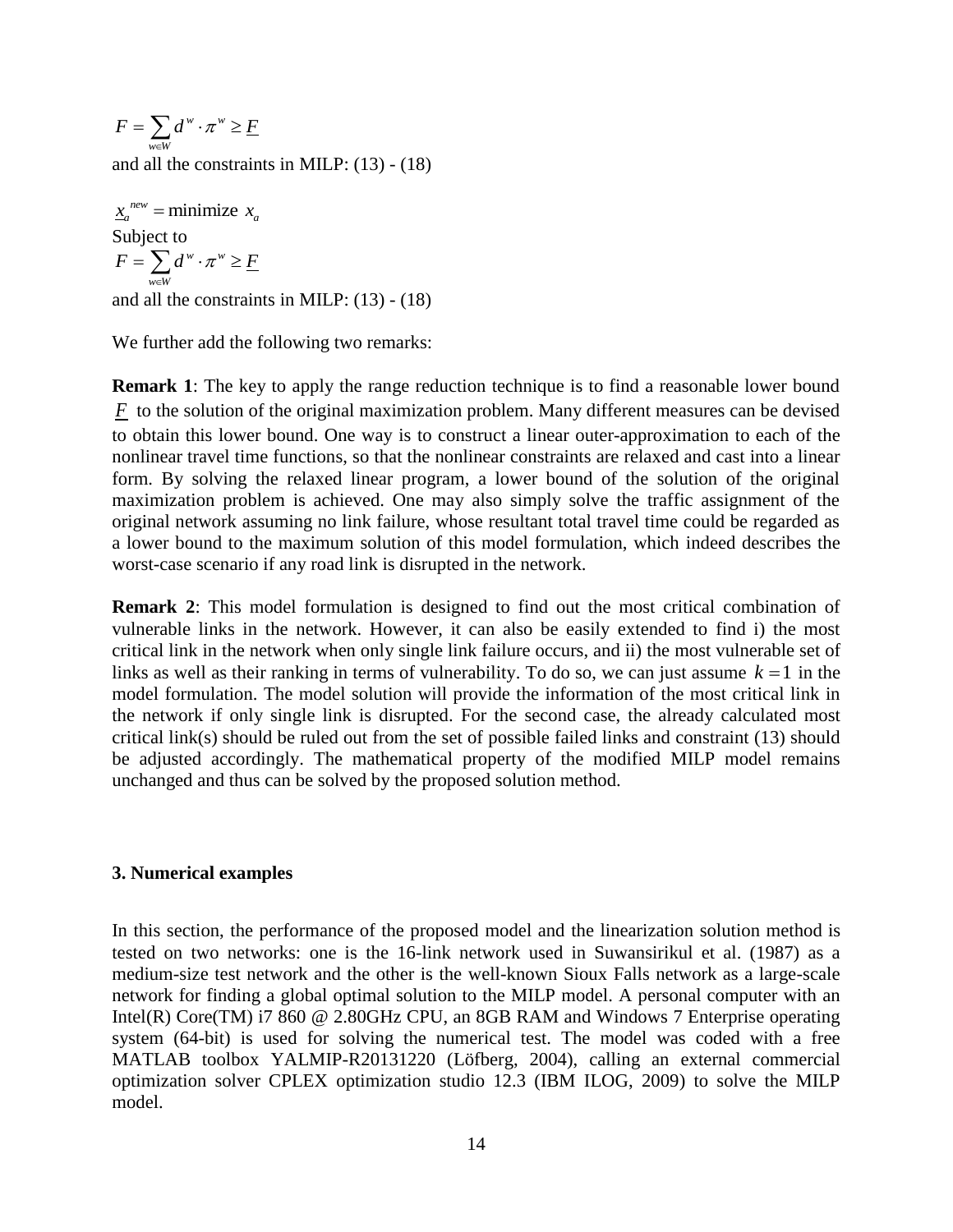$$F = \sum_{w \in W} d^w \cdot \pi^w \geq \underline{F}$$

and all the constraints in MILP: (13) - (18)

$$\underline{x}_a^{new} = \text{minimize } x_a$$

Subject to

$$F = \sum_{w \in W} d^w \cdot \pi^w \geq \underline{F}$$

and all the constraints in MILP: (13) - (18)

We further add the following two remarks:

**Remark 1**: The key to apply the range reduction technique is to find a reasonable lower bound $\underline{F}$ to the solution of the original maximization problem. Many different measures can be devised to obtain this lower bound. One way is to construct a linear outer-approximation to each of the nonlinear travel time functions, so that the nonlinear constraints are relaxed and cast into a linear form. By solving the relaxed linear program, a lower bound of the solution of the original maximization problem is achieved. One may also simply solve the traffic assignment of the original network assuming no link failure, whose resultant total travel time could be regarded as a lower bound to the maximum solution of this model formulation, which indeed describes the worst-case scenario if any road link is disrupted in the network.

**Remark 2**: This model formulation is designed to find out the most critical combination of vulnerable links in the network. However, it can also be easily extended to find i) the most critical link in the network when only single link failure occurs, and ii) the most vulnerable set of links as well as their ranking in terms of vulnerability. To do so, we can just assume $k = 1$ in the model formulation. The model solution will provide the information of the most critical link in the network if only single link is disrupted. For the second case, the already calculated most critical link(s) should be ruled out from the set of possible failed links and constraint (13) should be adjusted accordingly. The mathematical property of the modified MILP model remains unchanged and thus can be solved by the proposed solution method.

### 3. Numerical examples

In this section, the performance of the proposed model and the linearization solution method is tested on two networks: one is the 16-link network used in Suwansirikul et al. (1987) as a medium-size test network and the other is the well-known Sioux Falls network as a large-scale network for finding a global optimal solution to the MILP model. A personal computer with an Intel(R) Core(TM) i7 860 @ 2.80GHz CPU, an 8GB RAM and Windows 7 Enterprise operating system (64-bit) is used for solving the numerical test. The model was coded with a free MATLAB toolbox YALMIP-R20131220 (Löfberg, 2004), calling an external commercial optimization solver CPLEX optimization studio 12.3 (IBM ILOG, 2009) to solve the MILP model.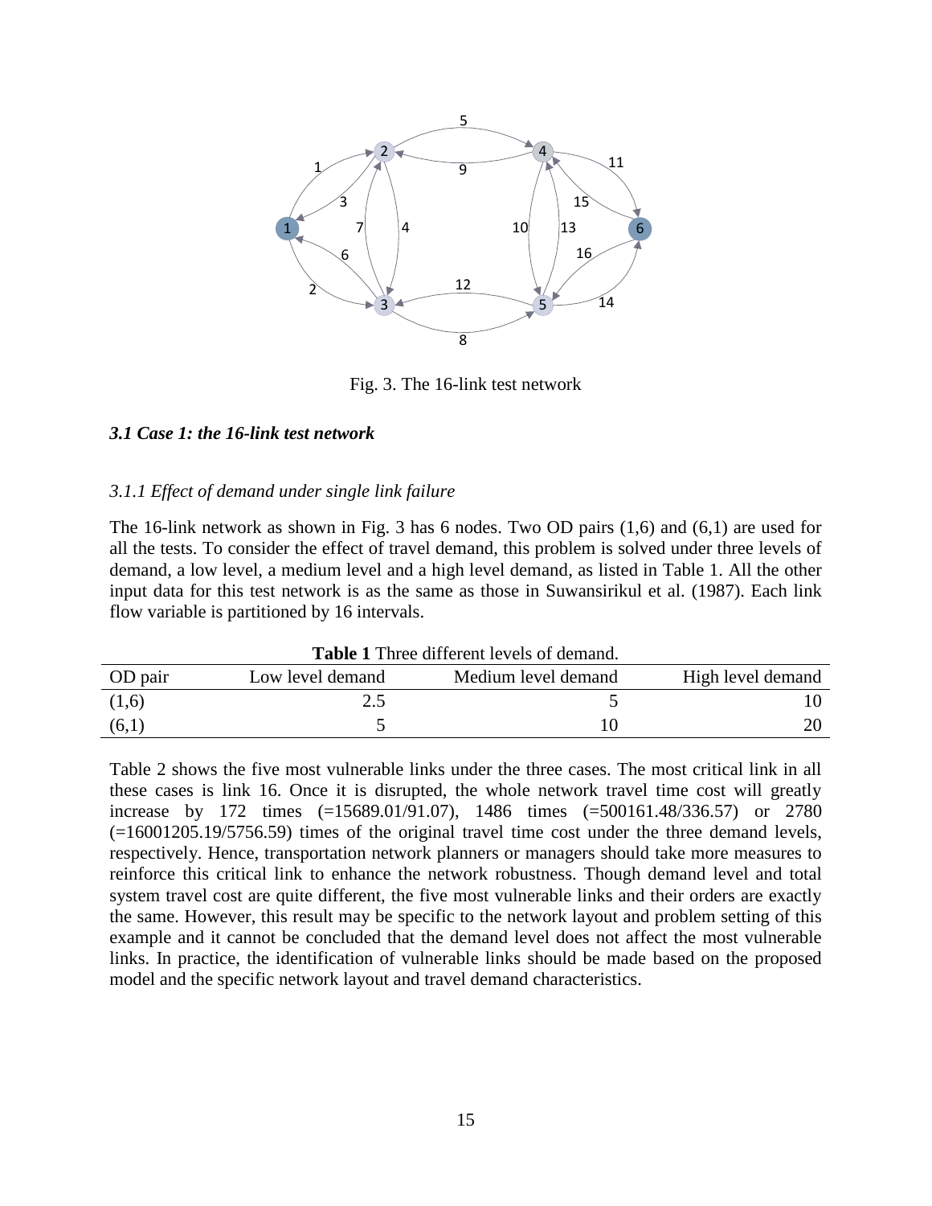Fig. 3. The 16-link test network

### *3.1 Case 1: the 16-link test network*

#### *3.1.1 Effect of demand under single link failure*

The 16-link network as shown in Fig. 3 has 6 nodes. Two OD pairs (1,6) and (6,1) are used for all the tests. To consider the effect of travel demand, this problem is solved under three levels of demand, a low level, a medium level and a high level demand, as listed in Table 1. All the other input data for this test network is as the same as those in Suwansirikul et al. (1987). Each link flow variable is partitioned by 16 intervals.

**Table 1** Three different levels of demand.

| OD pair | Low level demand | Medium level demand | High level demand |
|---|---|---|---|
| (1,6) | 2.5 | 5 | 10 |
| (6,1) | 5 | 10 | 20 |

Table 2 shows the five most vulnerable links under the three cases. The most critical link in all these cases is link 16. Once it is disrupted, the whole network travel time cost will greatly increase by 172 times (=15689.01/91.07), 1486 times (=500161.48/336.57) or 2780 (=16001205.19/5756.59) times of the original travel time cost under the three demand levels, respectively. Hence, transportation network planners or managers should take more measures to reinforce this critical link to enhance the network robustness. Though demand level and total system travel cost are quite different, the five most vulnerable links and their orders are exactly the same. However, this result may be specific to the network layout and problem setting of this example and it cannot be concluded that the demand level does not affect the most vulnerable links. In practice, the identification of vulnerable links should be made based on the proposed model and the specific network layout and travel demand characteristics.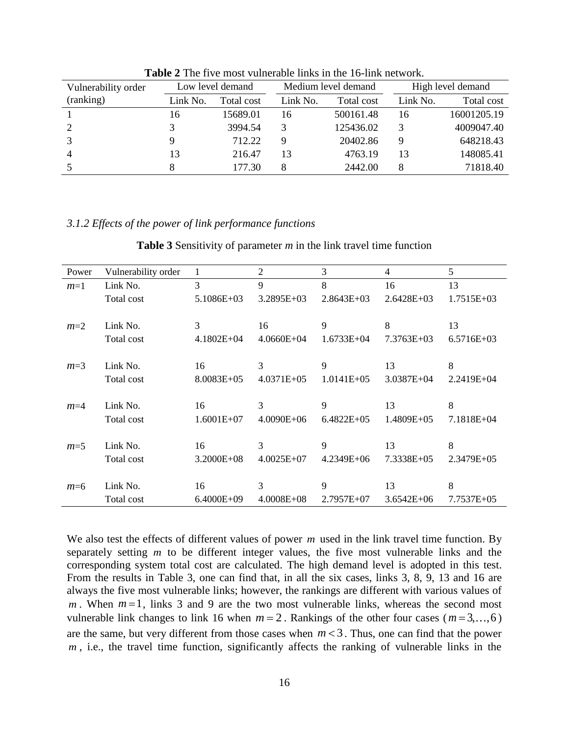**Table 2** The five most vulnerable links in the 16-link network.

| Vulnerability order (ranking) | Low level demand | | Medium level demand | | High level demand | |
|---|---|---|---|---|---|---|
| | Link No. | Total cost | Link No. | Total cost | Link No. | Total cost |
| 1 | 16 | 15689.01 | 16 | 500161.48 | 16 | 16001205.19 |
| 2 | 3 | 3994.54 | 3 | 125436.02 | 3 | 4009047.40 |
| 3 | 9 | 712.22 | 9 | 20402.86 | 9 | 648218.43 |
| 4 | 13 | 216.47 | 13 | 4763.19 | 13 | 148085.41 |
| 5 | 8 | 177.30 | 8 | 2442.00 | 8 | 71818.40 |

### *3.1.2 Effects of the power of link performance functions*

**Table 3** Sensitivity of parameter *m* in the link travel time function

| Power | Vulnerability order | 1 | 2 | 3 | 4 | 5 |
|---|---|---|---|---|---|---|
| $m$=1 | Link No. | 3 | 9 | 8 | 16 | 13 |
| | Total cost | 5.1086E+03 | 3.2895E+03 | 2.8643E+03 | 2.6428E+03 | 1.7515E+03 |
| $m$=2 | Link No. | 3 | 16 | 9 | 8 | 13 |
| | Total cost | 4.1802E+04 | 4.0660E+04 | 1.6733E+04 | 7.3763E+03 | 6.5716E+03 |
| $m$=3 | Link No. | 16 | 3 | 9 | 13 | 8 |
| | Total cost | 8.0083E+05 | 4.0371E+05 | 1.0141E+05 | 3.0387E+04 | 2.2419E+04 |
| $m$=4 | Link No. | 16 | 3 | 9 | 13 | 8 |
| | Total cost | 1.6001E+07 | 4.0090E+06 | 6.4822E+05 | 1.4809E+05 | 7.1818E+04 |
| $m$=5 | Link No. | 16 | 3 | 9 | 13 | 8 |
| | Total cost | 3.2000E+08 | 4.0025E+07 | 4.2349E+06 | 7.3338E+05 | 2.3479E+05 |
| $m$=6 | Link No. | 16 | 3 | 9 | 13 | 8 |
| | Total cost | 6.4000E+09 | 4.0008E+08 | 2.7957E+07 | 3.6542E+06 | 7.7537E+05 |

We also test the effects of different values of power $m$ used in the link travel time function. By separately setting $m$ to be different integer values, the five most vulnerable links and the corresponding system total cost are calculated. The high demand level is adopted in this test. From the results in Table 3, one can find that, in all the six cases, links 3, 8, 9, 13 and 16 are always the five most vulnerable links; however, the rankings are different with various values of $m$. When $m=1$, links 3 and 9 are the two most vulnerable links, whereas the second most vulnerable link changes to link 16 when $m=2$. Rankings of the other four cases ($m=3,\ldots,6$) are the same, but very different from those cases when $m<3$. Thus, one can find that the power $m$, i.e., the travel time function, significantly affects the ranking of vulnerable links in the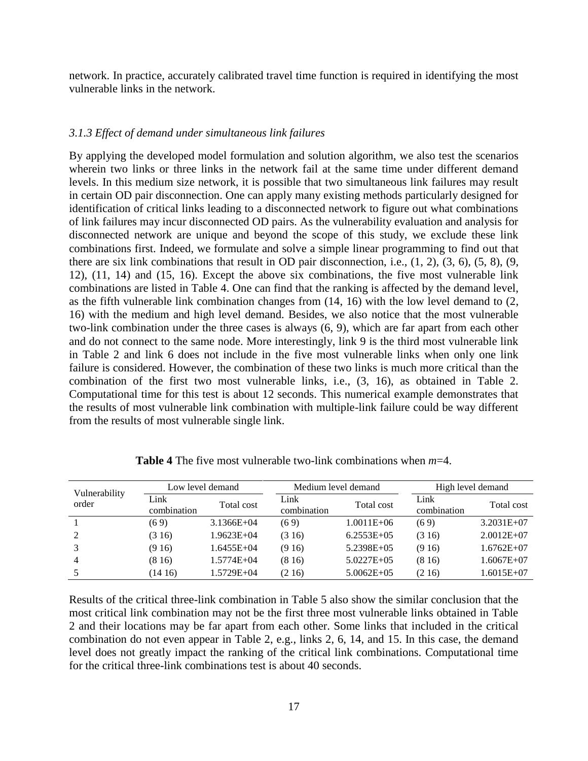network. In practice, accurately calibrated travel time function is required in identifying the most vulnerable links in the network.

### *3.1.3 Effect of demand under simultaneous link failures*

By applying the developed model formulation and solution algorithm, we also test the scenarios wherein two links or three links in the network fail at the same time under different demand levels. In this medium size network, it is possible that two simultaneous link failures may result in certain OD pair disconnection. One can apply many existing methods particularly designed for identification of critical links leading to a disconnected network to figure out what combinations of link failures may incur disconnected OD pairs. As the vulnerability evaluation and analysis for disconnected network are unique and beyond the scope of this study, we exclude these link combinations first. Indeed, we formulate and solve a simple linear programming to find out that there are six link combinations that result in OD pair disconnection, i.e., (1, 2), (3, 6), (5, 8), (9, 12), (11, 14) and (15, 16). Except the above six combinations, the five most vulnerable link combinations are listed in Table 4. One can find that the ranking is affected by the demand level, as the fifth vulnerable link combination changes from (14, 16) with the low level demand to (2, 16) with the medium and high level demand. Besides, we also notice that the most vulnerable two-link combination under the three cases is always (6, 9), which are far apart from each other and do not connect to the same node. More interestingly, link 9 is the third most vulnerable link in Table 2 and link 6 does not include in the five most vulnerable links when only one link failure is considered. However, the combination of these two links is much more critical than the combination of the first two most vulnerable links, i.e., (3, 16), as obtained in Table 2. Computational time for this test is about 12 seconds. This numerical example demonstrates that the results of most vulnerable link combination with multiple-link failure could be way different from the results of most vulnerable single link.

**Table 4** The five most vulnerable two-link combinations when $m$=4.

| Vulnerability order | Low level demand | | Medium level demand | | High level demand | |
|---|---|---|---|---|---|---|
| | Link combination | Total cost | Link combination | Total cost | Link combination | Total cost |
| 1 | (6 9) | 3.1366E+04 | (6 9) | 1.0011E+06 | (6 9) | 3.2031E+07 |
| 2 | (3 16) | 1.9623E+04 | (3 16) | 6.2553E+05 | (3 16) | 2.0012E+07 |
| 3 | (9 16) | 1.6455E+04 | (9 16) | 5.2398E+05 | (9 16) | 1.6762E+07 |
| 4 | (8 16) | 1.5774E+04 | (8 16) | 5.0227E+05 | (8 16) | 1.6067E+07 |
| 5 | (14 16) | 1.5729E+04 | (2 16) | 5.0062E+05 | (2 16) | 1.6015E+07 |

Results of the critical three-link combination in Table 5 also show the similar conclusion that the most critical link combination may not be the first three most vulnerable links obtained in Table 2 and their locations may be far apart from each other. Some links that included in the critical combination do not even appear in Table 2, e.g., links 2, 6, 14, and 15. In this case, the demand level does not greatly impact the ranking of the critical link combinations. Computational time for the critical three-link combinations test is about 40 seconds.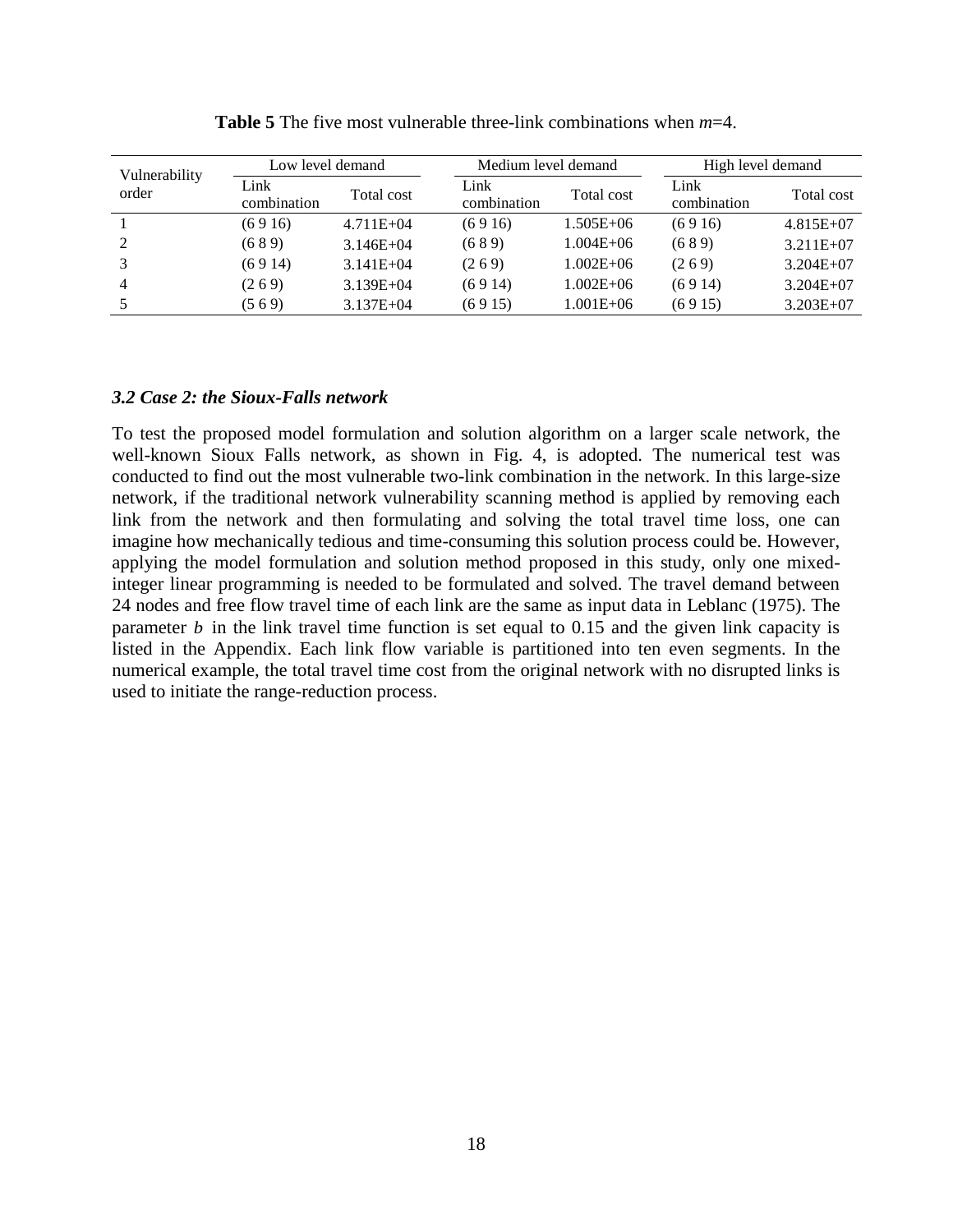**Table 5** The five most vulnerable three-link combinations when $m$=4.

| Vulnerability order | Low level demand | | Medium level demand | | High level demand | |
|---|---|---|---|---|---|---|
| | Link combination | Total cost | Link combination | Total cost | Link combination | Total cost |
| 1 | (6 9 16) | 4.711E+04 | (6 9 16) | 1.505E+06 | (6 9 16) | 4.815E+07 |
| 2 | (6 8 9) | 3.146E+04 | (6 8 9) | 1.004E+06 | (6 8 9) | 3.211E+07 |
| 3 | (6 9 14) | 3.141E+04 | (2 6 9) | 1.002E+06 | (2 6 9) | 3.204E+07 |
| 4 | (2 6 9) | 3.139E+04 | (6 9 14) | 1.002E+06 | (6 9 14) | 3.204E+07 |
| 5 | (5 6 9) | 3.137E+04 | (6 9 15) | 1.001E+06 | (6 9 15) | 3.203E+07 |

### *3.2 Case 2: the Sioux-Falls network*

To test the proposed model formulation and solution algorithm on a larger scale network, the well-known Sioux Falls network, as shown in Fig. 4, is adopted. The numerical test was conducted to find out the most vulnerable two-link combination in the network. In this large-size network, if the traditional network vulnerability scanning method is applied by removing each link from the network and then formulating and solving the total travel time loss, one can imagine how mechanically tedious and time-consuming this solution process could be. However, applying the model formulation and solution method proposed in this study, only one mixed-integer linear programming is needed to be formulated and solved. The travel demand between 24 nodes and free flow travel time of each link are the same as input data in Leblanc (1975). The parameter $b$ in the link travel time function is set equal to 0.15 and the given link capacity is listed in the Appendix. Each link flow variable is partitioned into ten even segments. In the numerical example, the total travel time cost from the original network with no disrupted links is used to initiate the range-reduction process.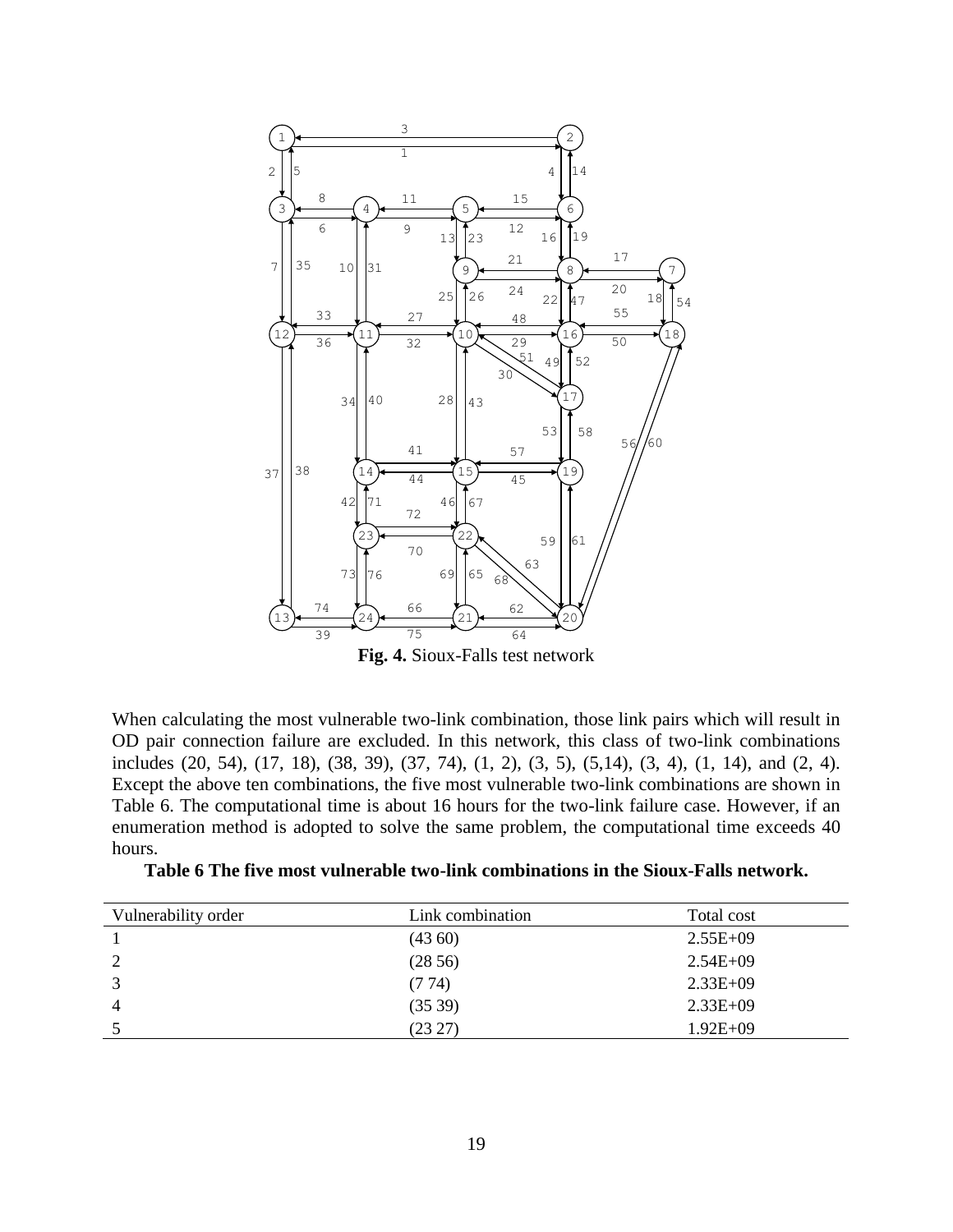**Fig. 4.** Sioux-Falls test network

When calculating the most vulnerable two-link combination, those link pairs which will result in OD pair connection failure are excluded. In this network, this class of two-link combinations includes (20, 54), (17, 18), (38, 39), (37, 74), (1, 2), (3, 5), (5,14), (3, 4), (1, 14), and (2, 4). Except the above ten combinations, the five most vulnerable two-link combinations are shown in Table 6. The computational time is about 16 hours for the two-link failure case. However, if an enumeration method is adopted to solve the same problem, the computational time exceeds 40 hours.

**Table 6 The five most vulnerable two-link combinations in the Sioux-Falls network.**

| Vulnerability order | Link combination | Total cost |
|---|---|---|
| 1 | (43 60) | 2.55E+09 |
| 2 | (28 56) | 2.54E+09 |
| 3 | (7 74) | 2.33E+09 |
| 4 | (35 39) | 2.33E+09 |
| 5 | (23 27) | 1.92E+09 |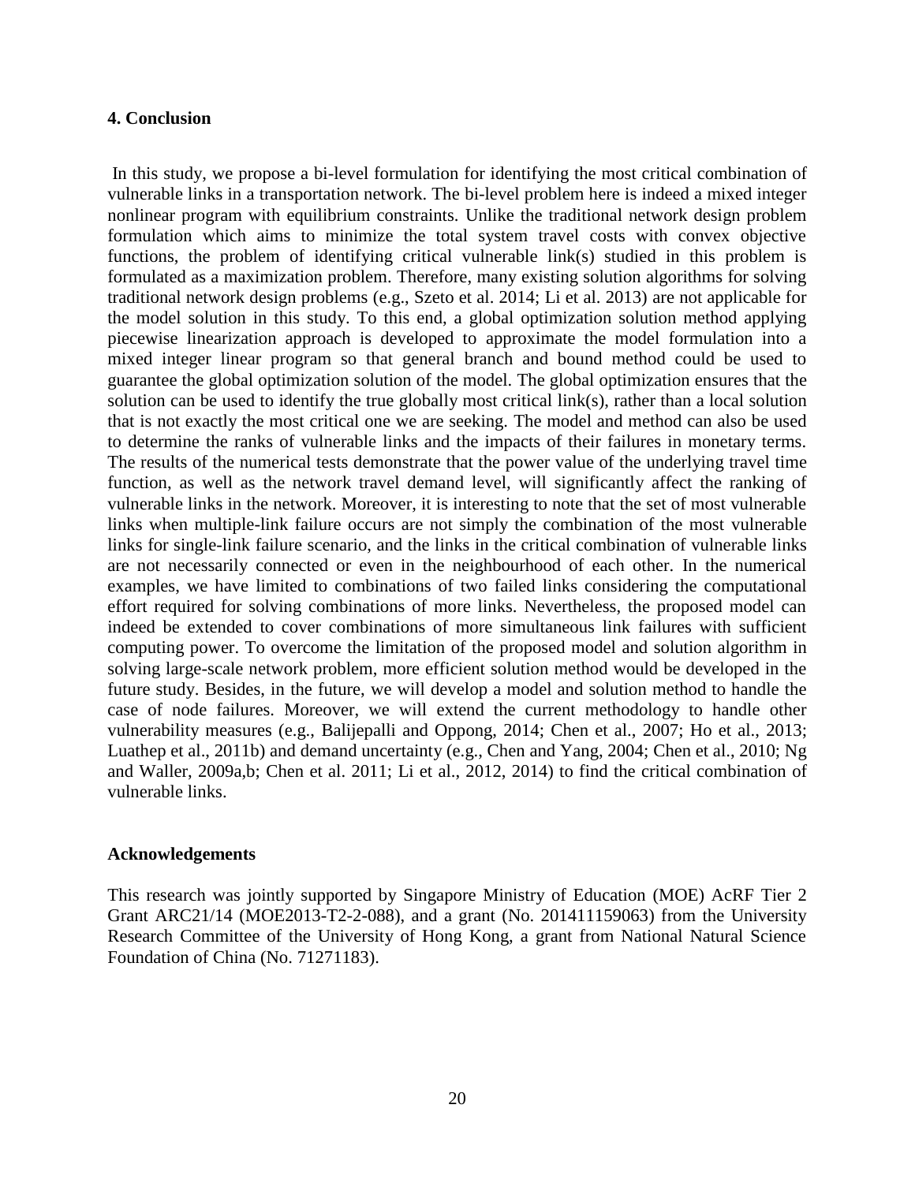## 4. Conclusion

In this study, we propose a bi-level formulation for identifying the most critical combination of vulnerable links in a transportation network. The bi-level problem here is indeed a mixed integer nonlinear program with equilibrium constraints. Unlike the traditional network design problem formulation which aims to minimize the total system travel costs with convex objective functions, the problem of identifying critical vulnerable link(s) studied in this problem is formulated as a maximization problem. Therefore, many existing solution algorithms for solving traditional network design problems (e.g., Szeto et al. 2014; Li et al. 2013) are not applicable for the model solution in this study. To this end, a global optimization solution method applying piecewise linearization approach is developed to approximate the model formulation into a mixed integer linear program so that general branch and bound method could be used to guarantee the global optimization solution of the model. The global optimization ensures that the solution can be used to identify the true globally most critical link(s), rather than a local solution that is not exactly the most critical one we are seeking. The model and method can also be used to determine the ranks of vulnerable links and the impacts of their failures in monetary terms. The results of the numerical tests demonstrate that the power value of the underlying travel time function, as well as the network travel demand level, will significantly affect the ranking of vulnerable links in the network. Moreover, it is interesting to note that the set of most vulnerable links when multiple-link failure occurs are not simply the combination of the most vulnerable links for single-link failure scenario, and the links in the critical combination of vulnerable links are not necessarily connected or even in the neighbourhood of each other. In the numerical examples, we have limited to combinations of two failed links considering the computational effort required for solving combinations of more links. Nevertheless, the proposed model can indeed be extended to cover combinations of more simultaneous link failures with sufficient computing power. To overcome the limitation of the proposed model and solution algorithm in solving large-scale network problem, more efficient solution method would be developed in the future study. Besides, in the future, we will develop a model and solution method to handle the case of node failures. Moreover, we will extend the current methodology to handle other vulnerability measures (e.g., Balijepalli and Oppong, 2014; Chen et al., 2007; Ho et al., 2013; Luathep et al., 2011b) and demand uncertainty (e.g., Chen and Yang, 2004; Chen et al., 2010; Ng and Waller, 2009a,b; Chen et al. 2011; Li et al., 2012, 2014) to find the critical combination of vulnerable links.

## Acknowledgements

This research was jointly supported by Singapore Ministry of Education (MOE) AcRF Tier 2 Grant ARC21/14 (MOE2013-T2-2-088), and a grant (No. 201411159063) from the University Research Committee of the University of Hong Kong, a grant from National Natural Science Foundation of China (No. 71271183).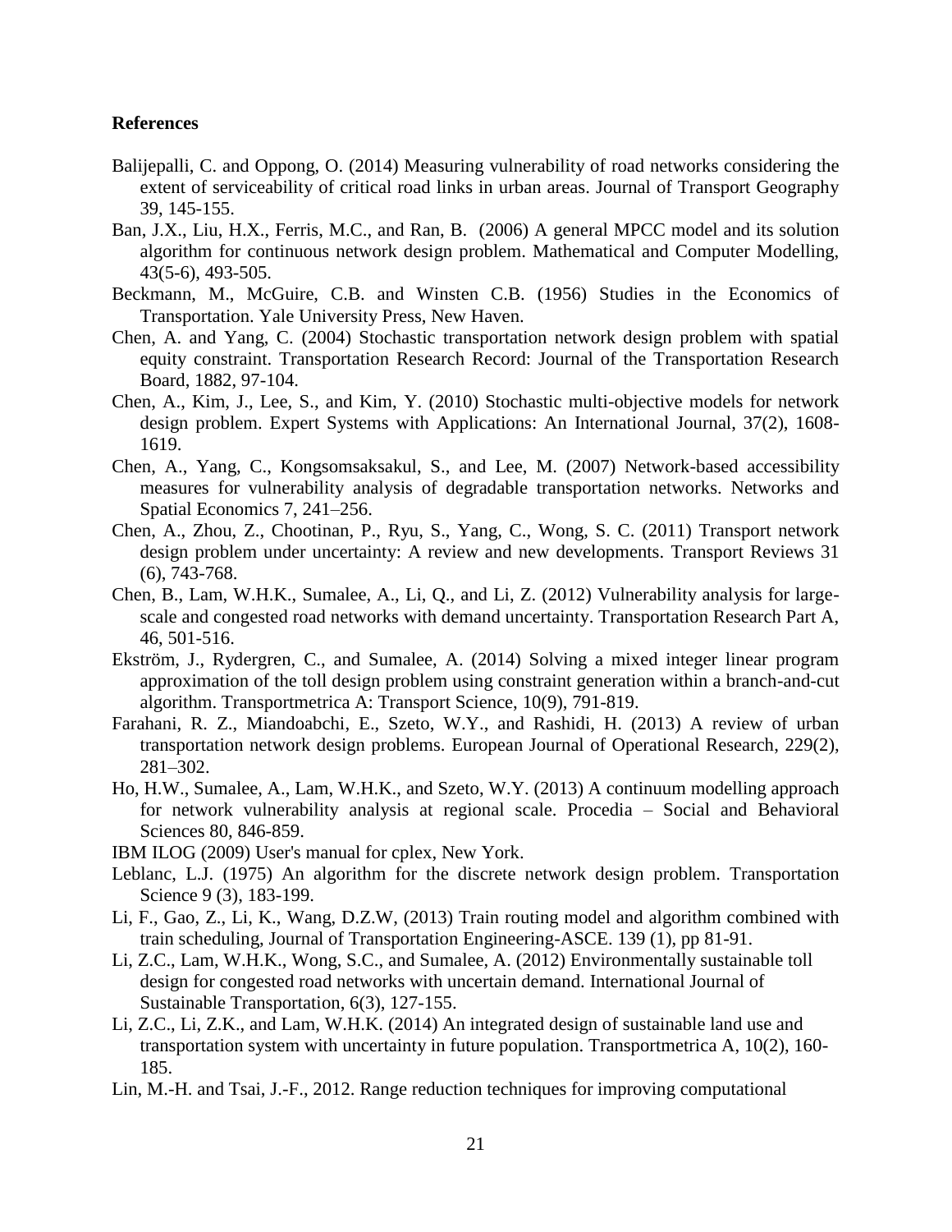**References**

Balijepalli, C. and Oppong, O. (2014) Measuring vulnerability of road networks considering the extent of serviceability of critical road links in urban areas. Journal of Transport Geography 39, 145-155.

Ban, J.X., Liu, H.X., Ferris, M.C., and Ran, B. (2006) A general MPCC model and its solution algorithm for continuous network design problem. Mathematical and Computer Modelling, 43(5-6), 493-505.

Beckmann, M., McGuire, C.B. and Winsten C.B. (1956) Studies in the Economics of Transportation. Yale University Press, New Haven.

Chen, A. and Yang, C. (2004) Stochastic transportation network design problem with spatial equity constraint. Transportation Research Record: Journal of the Transportation Research Board, 1882, 97-104.

Chen, A., Kim, J., Lee, S., and Kim, Y. (2010) Stochastic multi-objective models for network design problem. Expert Systems with Applications: An International Journal, 37(2), 1608-1619.

Chen, A., Yang, C., Kongsomsaksakul, S., and Lee, M. (2007) Network-based accessibility measures for vulnerability analysis of degradable transportation networks. Networks and Spatial Economics 7, 241–256.

Chen, A., Zhou, Z., Chootinan, P., Ryu, S., Yang, C., Wong, S. C. (2011) Transport network design problem under uncertainty: A review and new developments. Transport Reviews 31 (6), 743-768.

Chen, B., Lam, W.H.K., Sumalee, A., Li, Q., and Li, Z. (2012) Vulnerability analysis for large-scale and congested road networks with demand uncertainty. Transportation Research Part A, 46, 501-516.

Ekström, J., Rydergren, C., and Sumalee, A. (2014) Solving a mixed integer linear program approximation of the toll design problem using constraint generation within a branch-and-cut algorithm. Transportmetrica A: Transport Science, 10(9), 791-819.

Farahani, R. Z., Miandoabchi, E., Szeto, W.Y., and Rashidi, H. (2013) A review of urban transportation network design problems. European Journal of Operational Research, 229(2), 281–302.

Ho, H.W., Sumalee, A., Lam, W.H.K., and Szeto, W.Y. (2013) A continuum modelling approach for network vulnerability analysis at regional scale. Procedia – Social and Behavioral Sciences 80, 846-859.

IBM ILOG (2009) User's manual for cplex, New York.

Leblanc, L.J. (1975) An algorithm for the discrete network design problem. Transportation Science 9 (3), 183-199.

Li, F., Gao, Z., Li, K., Wang, D.Z.W, (2013) Train routing model and algorithm combined with train scheduling, Journal of Transportation Engineering-ASCE. 139 (1), pp 81-91.

Li, Z.C., Lam, W.H.K., Wong, S.C., and Sumalee, A. (2012) Environmentally sustainable toll design for congested road networks with uncertain demand. International Journal of Sustainable Transportation, 6(3), 127-155.

Li, Z.C., Li, Z.K., and Lam, W.H.K. (2014) An integrated design of sustainable land use and transportation system with uncertainty in future population. Transportmetrica A, 10(2), 160-185.

Lin, M.-H. and Tsai, J.-F., 2012. Range reduction techniques for improving computational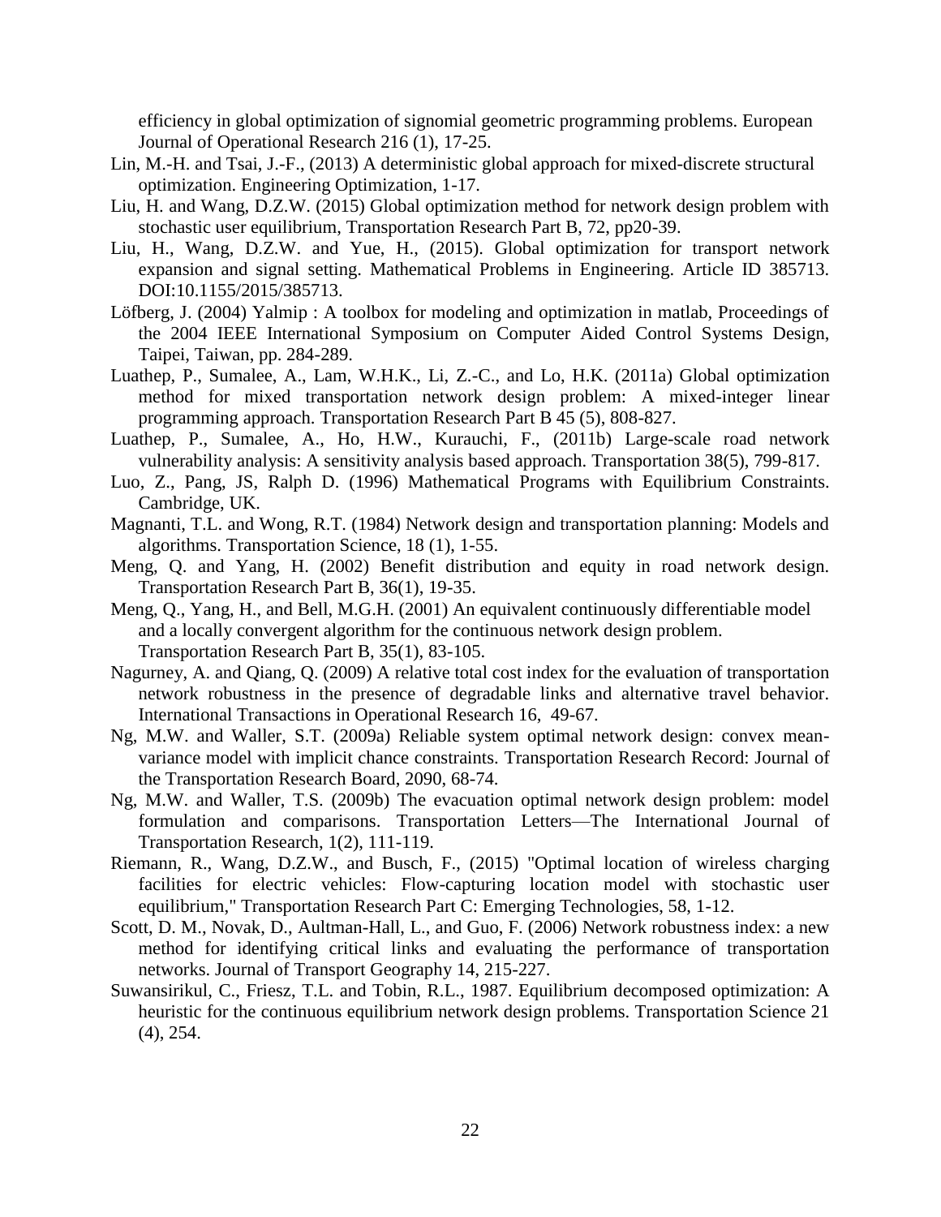efficiency in global optimization of signomial geometric programming problems. European Journal of Operational Research 216 (1), 17-25.

Lin, M.-H. and Tsai, J.-F., (2013) A deterministic global approach for mixed-discrete structural optimization. Engineering Optimization, 1-17.

Liu, H. and Wang, D.Z.W. (2015) Global optimization method for network design problem with stochastic user equilibrium, Transportation Research Part B, 72, pp20-39.

Liu, H., Wang, D.Z.W. and Yue, H., (2015). Global optimization for transport network expansion and signal setting. Mathematical Problems in Engineering. Article ID 385713. DOI:10.1155/2015/385713.

Löfberg, J. (2004) Yalmip : A toolbox for modeling and optimization in matlab, Proceedings of the 2004 IEEE International Symposium on Computer Aided Control Systems Design, Taipei, Taiwan, pp. 284-289.

Luathep, P., Sumalee, A., Lam, W.H.K., Li, Z.-C., and Lo, H.K. (2011a) Global optimization method for mixed transportation network design problem: A mixed-integer linear programming approach. Transportation Research Part B 45 (5), 808-827.

Luathep, P., Sumalee, A., Ho, H.W., Kurauchi, F., (2011b) Large-scale road network vulnerability analysis: A sensitivity analysis based approach. Transportation 38(5), 799-817.

Luo, Z., Pang, JS, Ralph D. (1996) Mathematical Programs with Equilibrium Constraints. Cambridge, UK.

Magnanti, T.L. and Wong, R.T. (1984) Network design and transportation planning: Models and algorithms. Transportation Science, 18 (1), 1-55.

Meng, Q. and Yang, H. (2002) Benefit distribution and equity in road network design. Transportation Research Part B, 36(1), 19-35.

Meng, Q., Yang, H., and Bell, M.G.H. (2001) An equivalent continuously differentiable model and a locally convergent algorithm for the continuous network design problem. Transportation Research Part B, 35(1), 83-105.

Nagurney, A. and Qiang, Q. (2009) A relative total cost index for the evaluation of transportation network robustness in the presence of degradable links and alternative travel behavior. International Transactions in Operational Research 16, 49-67.

Ng, M.W. and Waller, S.T. (2009a) Reliable system optimal network design: convex mean-variance model with implicit chance constraints. Transportation Research Record: Journal of the Transportation Research Board, 2090, 68-74.

Ng, M.W. and Waller, T.S. (2009b) The evacuation optimal network design problem: model formulation and comparisons. Transportation Letters—The International Journal of Transportation Research, 1(2), 111-119.

Riemann, R., Wang, D.Z.W., and Busch, F., (2015) "Optimal location of wireless charging facilities for electric vehicles: Flow-capturing location model with stochastic user equilibrium," Transportation Research Part C: Emerging Technologies, 58, 1-12.

Scott, D. M., Novak, D., Aultman-Hall, L., and Guo, F. (2006) Network robustness index: a new method for identifying critical links and evaluating the performance of transportation networks. Journal of Transport Geography 14, 215-227.

Suwansirikul, C., Friesz, T.L. and Tobin, R.L., 1987. Equilibrium decomposed optimization: A heuristic for the continuous equilibrium network design problems. Transportation Science 21 (4), 254.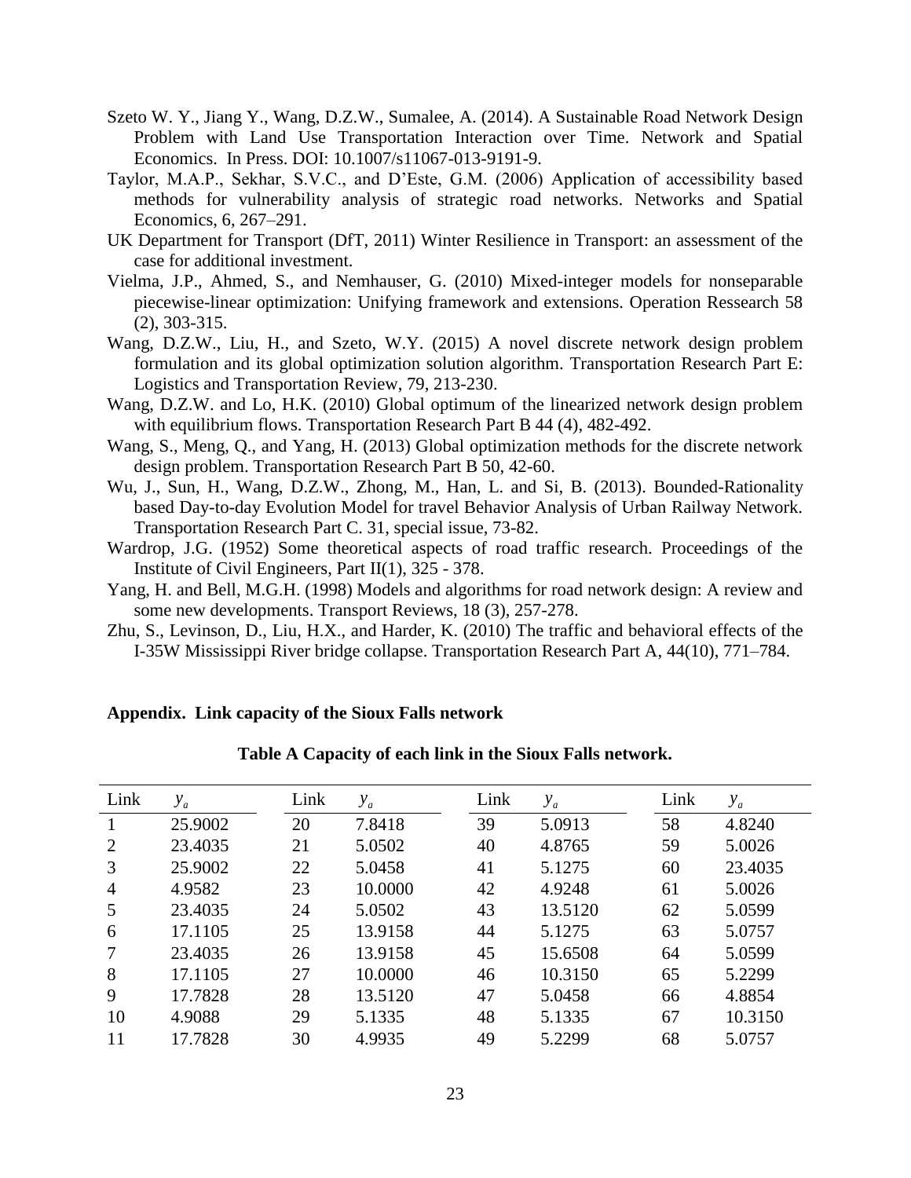Szeto W. Y., Jiang Y., Wang, D.Z.W., Sumalee, A. (2014). A Sustainable Road Network Design Problem with Land Use Transportation Interaction over Time. Network and Spatial Economics. In Press. DOI: 10.1007/s11067-013-9191-9.

Taylor, M.A.P., Sekhar, S.V.C., and D'Este, G.M. (2006) Application of accessibility based methods for vulnerability analysis of strategic road networks. Networks and Spatial Economics, 6, 267–291.

UK Department for Transport (DfT, 2011) Winter Resilience in Transport: an assessment of the case for additional investment.

Vielma, J.P., Ahmed, S., and Nemhauser, G. (2010) Mixed-integer models for nonseparable piecewise-linear optimization: Unifying framework and extensions. Operation Ressearch 58 (2), 303-315.

Wang, D.Z.W., Liu, H., and Szeto, W.Y. (2015) A novel discrete network design problem formulation and its global optimization solution algorithm. Transportation Research Part E: Logistics and Transportation Review, 79, 213-230.

Wang, D.Z.W. and Lo, H.K. (2010) Global optimum of the linearized network design problem with equilibrium flows. Transportation Research Part B 44 (4), 482-492.

Wang, S., Meng, Q., and Yang, H. (2013) Global optimization methods for the discrete network design problem. Transportation Research Part B 50, 42-60.

Wu, J., Sun, H., Wang, D.Z.W., Zhong, M., Han, L. and Si, B. (2013). Bounded-Rationality based Day-to-day Evolution Model for travel Behavior Analysis of Urban Railway Network. Transportation Research Part C. 31, special issue, 73-82.

Wardrop, J.G. (1952) Some theoretical aspects of road traffic research. Proceedings of the Institute of Civil Engineers, Part II(1), 325 - 378.

Yang, H. and Bell, M.G.H. (1998) Models and algorithms for road network design: A review and some new developments. Transport Reviews, 18 (3), 257-278.

Zhu, S., Levinson, D., Liu, H.X., and Harder, K. (2010) The traffic and behavioral effects of the I-35W Mississippi River bridge collapse. Transportation Research Part A, 44(10), 771–784.

## Appendix. Link capacity of the Sioux Falls network

**Table A Capacity of each link in the Sioux Falls network.**

| Link | $y_a$ | Link | $y_a$ | Link | $y_a$ | Link | $y_a$ |
|---|---|---|---|---|---|---|---|
| 1 | 25.9002 | 20 | 7.8418 | 39 | 5.0913 | 58 | 4.8240 |
| 2 | 23.4035 | 21 | 5.0502 | 40 | 4.8765 | 59 | 5.0026 |
| 3 | 25.9002 | 22 | 5.0458 | 41 | 5.1275 | 60 | 23.4035 |
| 4 | 4.9582 | 23 | 10.0000 | 42 | 4.9248 | 61 | 5.0026 |
| 5 | 23.4035 | 24 | 5.0502 | 43 | 13.5120 | 62 | 5.0599 |
| 6 | 17.1105 | 25 | 13.9158 | 44 | 5.1275 | 63 | 5.0757 |
| 7 | 23.4035 | 26 | 13.9158 | 45 | 15.6508 | 64 | 5.0599 |
| 8 | 17.1105 | 27 | 10.0000 | 46 | 10.3150 | 65 | 5.2299 |
| 9 | 17.7828 | 28 | 13.5120 | 47 | 5.0458 | 66 | 4.8854 |
| 10 | 4.9088 | 29 | 5.1335 | 48 | 5.1335 | 67 | 10.3150 |
| 11 | 17.7828 | 30 | 4.9935 | 49 | 5.2299 | 68 | 5.0757 |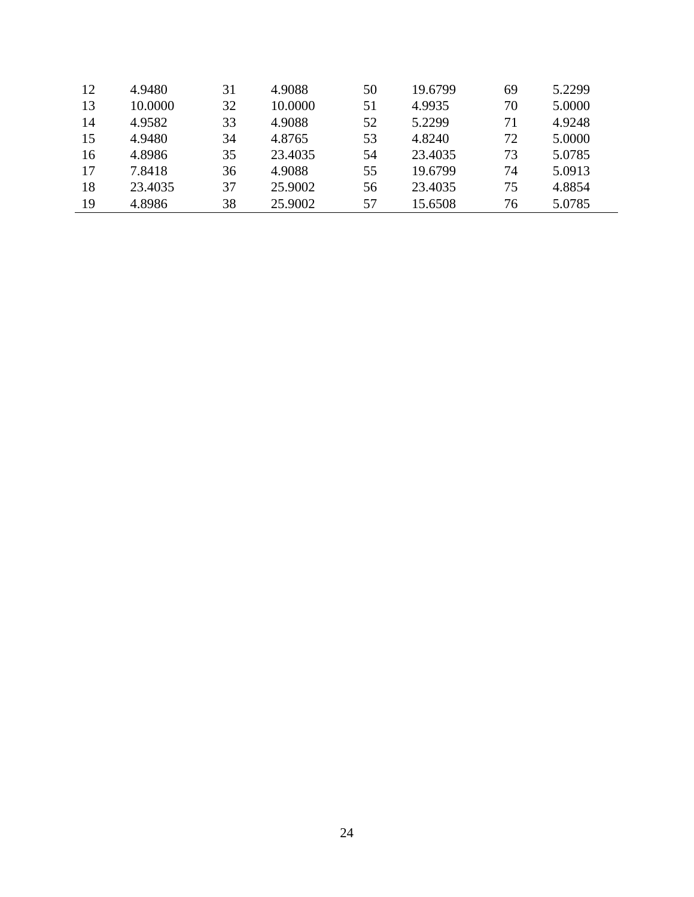| | | | | | | | |
|---|---|---|---|---|---|---|---|
| 12 | 4.9480 | 31 | 4.9088 | 50 | 19.6799 | 69 | 5.2299 |
| 13 | 10.0000 | 32 | 10.0000 | 51 | 4.9935 | 70 | 5.0000 |
| 14 | 4.9582 | 33 | 4.9088 | 52 | 5.2299 | 71 | 4.9248 |
| 15 | 4.9480 | 34 | 4.8765 | 53 | 4.8240 | 72 | 5.0000 |
| 16 | 4.8986 | 35 | 23.4035 | 54 | 23.4035 | 73 | 5.0785 |
| 17 | 7.8418 | 36 | 4.9088 | 55 | 19.6799 | 74 | 5.0913 |
| 18 | 23.4035 | 37 | 25.9002 | 56 | 23.4035 | 75 | 4.8854 |
| 19 | 4.8986 | 38 | 25.9002 | 57 | 15.6508 | 76 | 5.0785 |